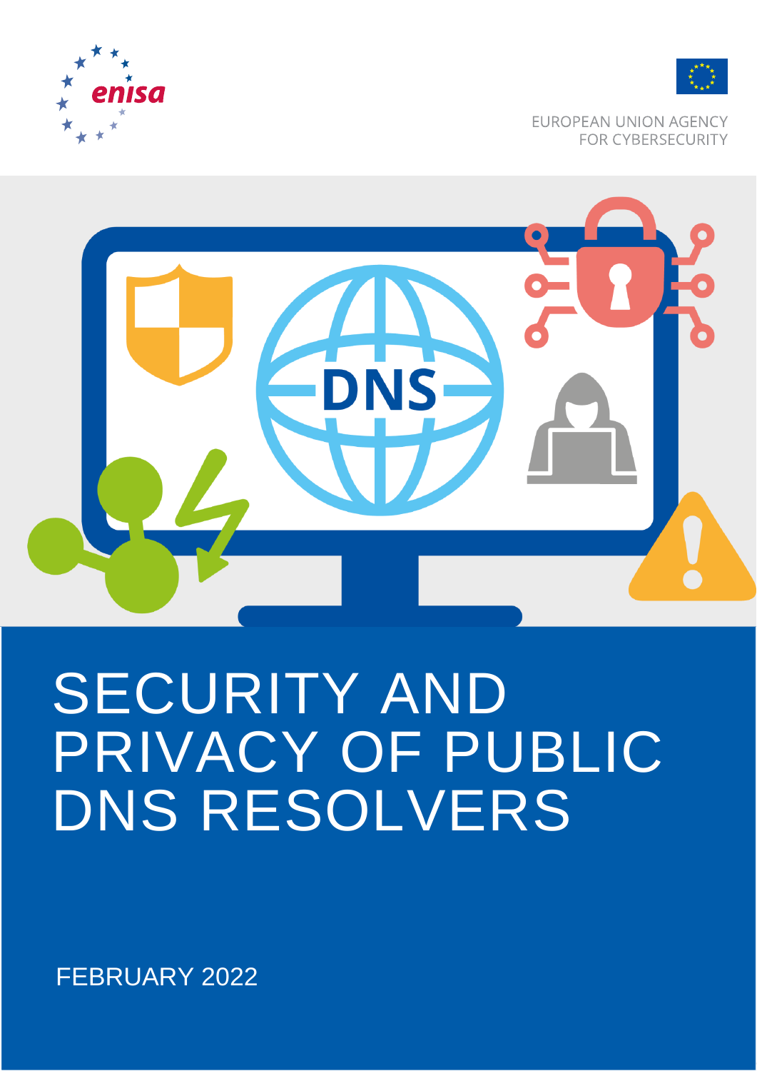EUROPEAN UNION AGENCY FOR CYBERSECURITY

# SECURITY AND PRIVACY OF PUBLIC DNS RESOLVERS

FEBRUARY 2022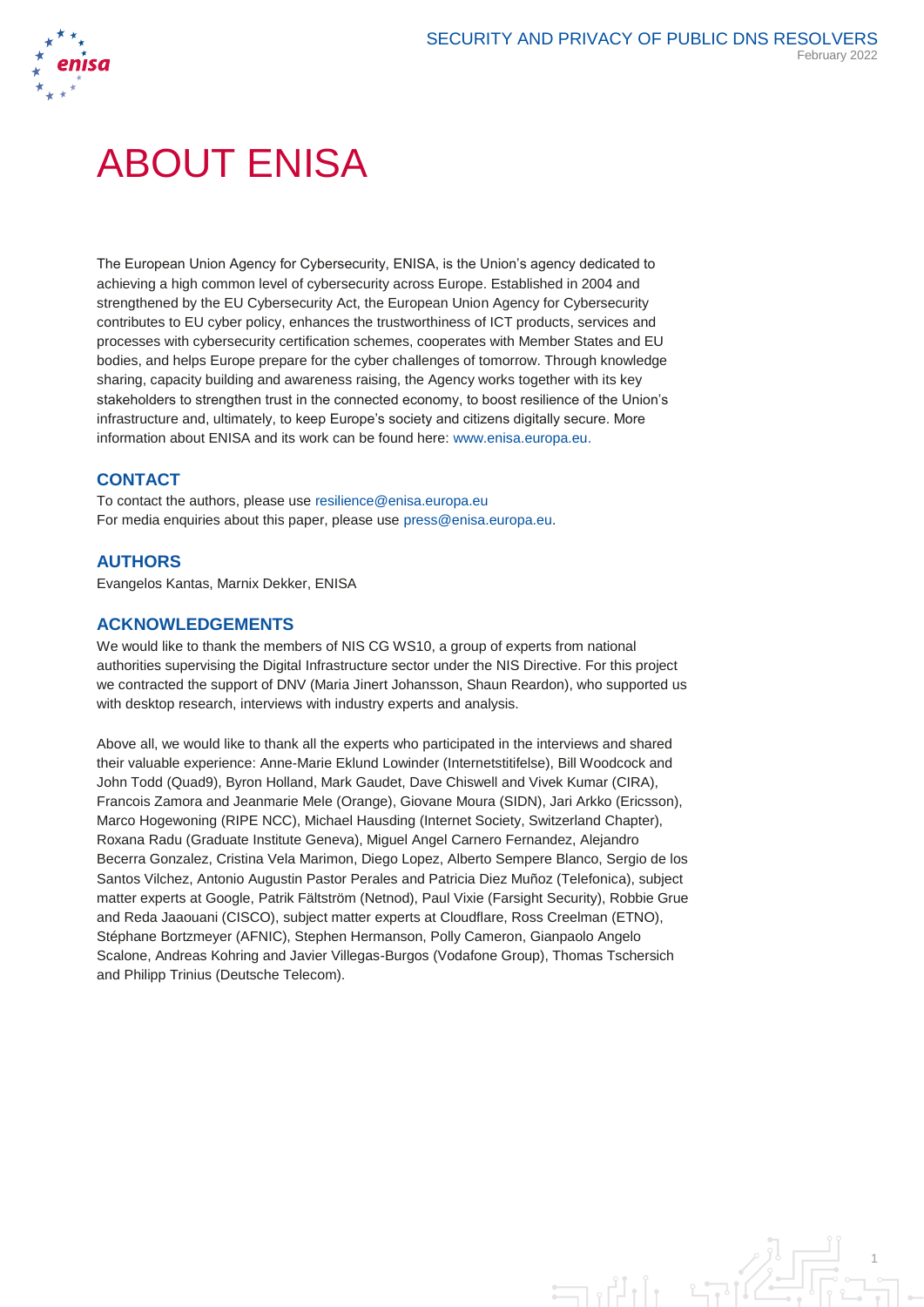# ABOUT ENISA

The European Union Agency for Cybersecurity, ENISA, is the Union's agency dedicated to achieving a high common level of cybersecurity across Europe. Established in 2004 and strengthened by the EU Cybersecurity Act, the European Union Agency for Cybersecurity contributes to EU cyber policy, enhances the trustworthiness of ICT products, services and processes with cybersecurity certification schemes, cooperates with Member States and EU bodies, and helps Europe prepare for the cyber challenges of tomorrow. Through knowledge sharing, capacity building and awareness raising, the Agency works together with its key stakeholders to strengthen trust in the connected economy, to boost resilience of the Union's infrastructure and, ultimately, to keep Europe's society and citizens digitally secure. More information about ENISA and its work can be found here: www.enisa.europa.eu.

### CONTACT

To contact the authors, please use resilience@enisa.europa.eu
For media enquiries about this paper, please use press@enisa.europa.eu.

### AUTHORS

Evangelos Kantas, Marnix Dekker, ENISA

### ACKNOWLEDGEMENTS

We would like to thank the members of NIS CG WS10, a group of experts from national authorities supervising the Digital Infrastructure sector under the NIS Directive. For this project we contracted the support of DNV (Maria Jinert Johansson, Shaun Reardon), who supported us with desktop research, interviews with industry experts and analysis.

Above all, we would like to thank all the experts who participated in the interviews and shared their valuable experience: Anne-Marie Eklund Lowinder (Internetstitifelse), Bill Woodcock and John Todd (Quad9), Byron Holland, Mark Gaudet, Dave Chiswell and Vivek Kumar (CIRA), Francois Zamora and Jeanmarie Mele (Orange), Giovane Moura (SIDN), Jari Arkko (Ericsson), Marco Hogewoning (RIPE NCC), Michael Hausding (Internet Society, Switzerland Chapter), Roxana Radu (Graduate Institute Geneva), Miguel Angel Carnero Fernandez, Alejandro Becerra Gonzalez, Cristina Vela Marimon, Diego Lopez, Alberto Sempere Blanco, Sergio de los Santos Vilchez, Antonio Augustin Pastor Perales and Patricia Diez Muñoz (Telefonica), subject matter experts at Google, Patrik Fältström (Netnod), Paul Vixie (Farsight Security), Robbie Grue and Reda Jaaouani (CISCO), subject matter experts at Cloudflare, Ross Creelman (ETNO), Stéphane Bortzmeyer (AFNIC), Stephen Hermanson, Polly Cameron, Gianpaolo Angelo Scalone, Andreas Kohring and Javier Villegas-Burgos (Vodafone Group), Thomas Tschersich and Philipp Trinius (Deutsche Telecom).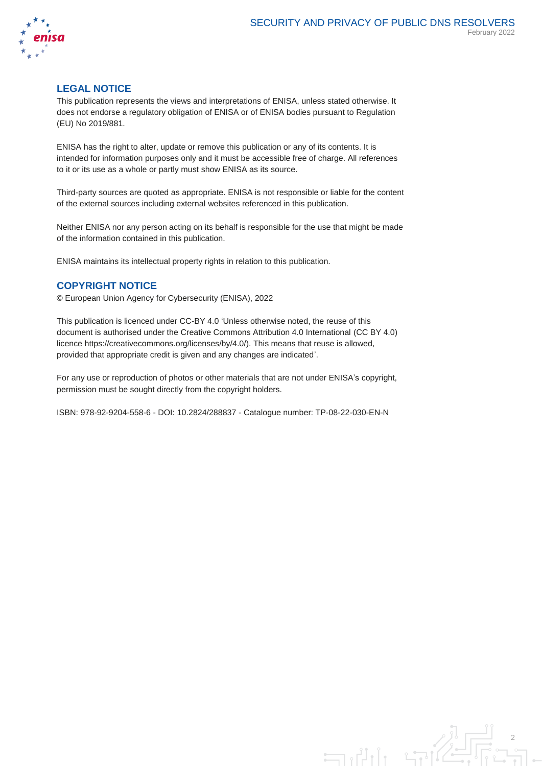## LEGAL NOTICE

This publication represents the views and interpretations of ENISA, unless stated otherwise. It does not endorse a regulatory obligation of ENISA or of ENISA bodies pursuant to Regulation (EU) No 2019/881.

ENISA has the right to alter, update or remove this publication or any of its contents. It is intended for information purposes only and it must be accessible free of charge. All references to it or its use as a whole or partly must show ENISA as its source.

Third-party sources are quoted as appropriate. ENISA is not responsible or liable for the content of the external sources including external websites referenced in this publication.

Neither ENISA nor any person acting on its behalf is responsible for the use that might be made of the information contained in this publication.

ENISA maintains its intellectual property rights in relation to this publication.

## COPYRIGHT NOTICE

© European Union Agency for Cybersecurity (ENISA), 2022

This publication is licenced under CC-BY 4.0 'Unless otherwise noted, the reuse of this document is authorised under the Creative Commons Attribution 4.0 International (CC BY 4.0) licence https://creativecommons.org/licenses/by/4.0/). This means that reuse is allowed, provided that appropriate credit is given and any changes are indicated'.

For any use or reproduction of photos or other materials that are not under ENISA's copyright, permission must be sought directly from the copyright holders.

ISBN: 978-92-9204-558-6 - DOI: 10.2824/288837 - Catalogue number: TP-08-22-030-EN-N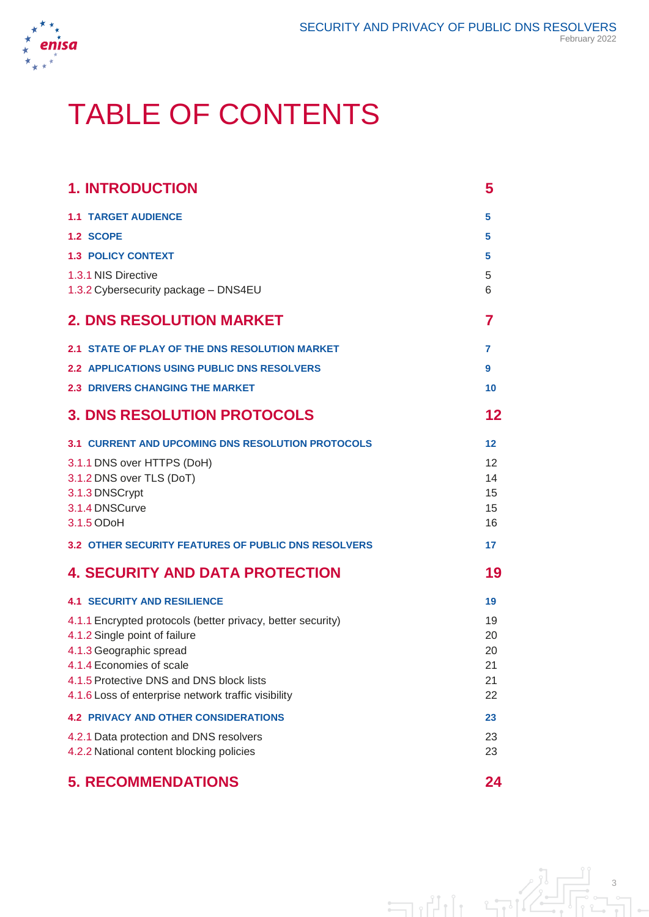# TABLE OF CONTENTS

**1. INTRODUCTION** 5

**1.1 TARGET AUDIENCE** 5

**1.2 SCOPE** 5

**1.3 POLICY CONTEXT** 5

1.3.1 NIS Directive 5

1.3.2 Cybersecurity package – DNS4EU 6

**2. DNS RESOLUTION MARKET** 7

**2.1 STATE OF PLAY OF THE DNS RESOLUTION MARKET** 7

**2.2 APPLICATIONS USING PUBLIC DNS RESOLVERS** 9

**2.3 DRIVERS CHANGING THE MARKET** 10

**3. DNS RESOLUTION PROTOCOLS** 12

**3.1 CURRENT AND UPCOMING DNS RESOLUTION PROTOCOLS** 12

3.1.1 DNS over HTTPS (DoH) 12

3.1.2 DNS over TLS (DoT) 14

3.1.3 DNSCrypt 15

3.1.4 DNSCurve 15

3.1.5 ODoH 16

**3.2 OTHER SECURITY FEATURES OF PUBLIC DNS RESOLVERS** 17

**4. SECURITY AND DATA PROTECTION** 19

**4.1 SECURITY AND RESILIENCE** 19

4.1.1 Encrypted protocols (better privacy, better security) 19

4.1.2 Single point of failure 20

4.1.3 Geographic spread 20

4.1.4 Economies of scale 21

4.1.5 Protective DNS and DNS block lists 21

4.1.6 Loss of enterprise network traffic visibility 22

**4.2 PRIVACY AND OTHER CONSIDERATIONS** 23

4.2.1 Data protection and DNS resolvers 23

4.2.2 National content blocking policies 23

**5. RECOMMENDATIONS** 24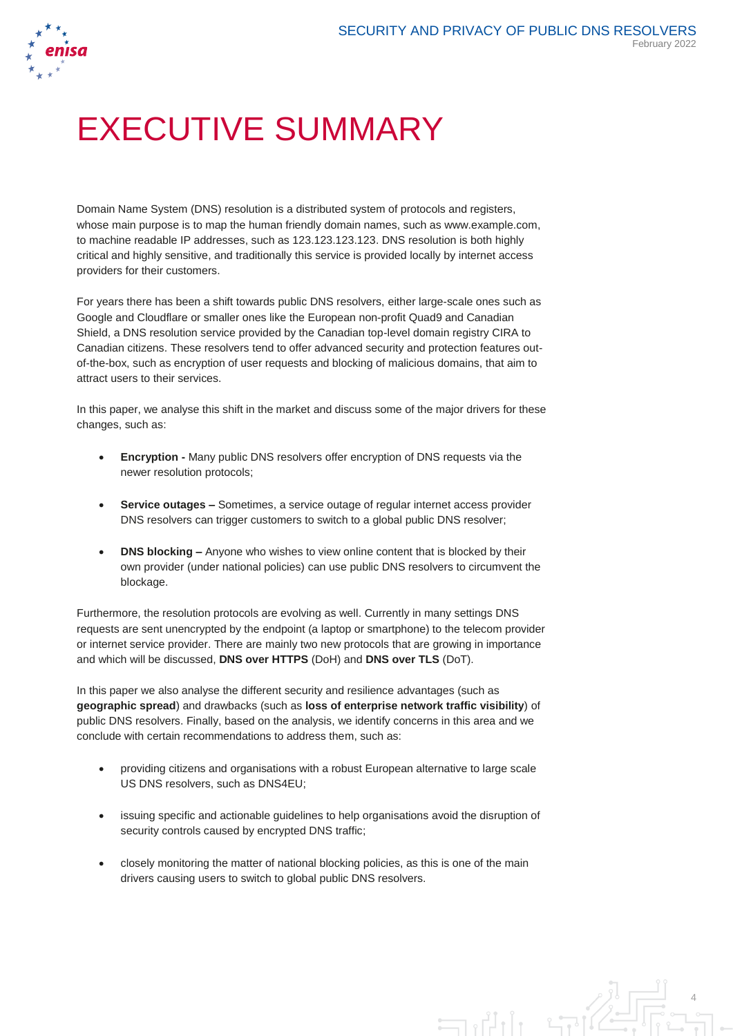# EXECUTIVE SUMMARY

Domain Name System (DNS) resolution is a distributed system of protocols and registers, whose main purpose is to map the human friendly domain names, such as www.example.com, to machine readable IP addresses, such as 123.123.123.123. DNS resolution is both highly critical and highly sensitive, and traditionally this service is provided locally by internet access providers for their customers.

For years there has been a shift towards public DNS resolvers, either large-scale ones such as Google and Cloudflare or smaller ones like the European non-profit Quad9 and Canadian Shield, a DNS resolution service provided by the Canadian top-level domain registry CIRA to Canadian citizens. These resolvers tend to offer advanced security and protection features out-of-the-box, such as encryption of user requests and blocking of malicious domains, that aim to attract users to their services.

In this paper, we analyse this shift in the market and discuss some of the major drivers for these changes, such as:

- **Encryption -** Many public DNS resolvers offer encryption of DNS requests via the newer resolution protocols;
- **Service outages –** Sometimes, a service outage of regular internet access provider DNS resolvers can trigger customers to switch to a global public DNS resolver;
- **DNS blocking –** Anyone who wishes to view online content that is blocked by their own provider (under national policies) can use public DNS resolvers to circumvent the blockage.

Furthermore, the resolution protocols are evolving as well. Currently in many settings DNS requests are sent unencrypted by the endpoint (a laptop or smartphone) to the telecom provider or internet service provider. There are mainly two new protocols that are growing in importance and which will be discussed, **DNS over HTTPS** (DoH) and **DNS over TLS** (DoT).

In this paper we also analyse the different security and resilience advantages (such as **geographic spread**) and drawbacks (such as **loss of enterprise network traffic visibility**) of public DNS resolvers. Finally, based on the analysis, we identify concerns in this area and we conclude with certain recommendations to address them, such as:

- providing citizens and organisations with a robust European alternative to large scale US DNS resolvers, such as DNS4EU;
- issuing specific and actionable guidelines to help organisations avoid the disruption of security controls caused by encrypted DNS traffic;
- closely monitoring the matter of national blocking policies, as this is one of the main drivers causing users to switch to global public DNS resolvers.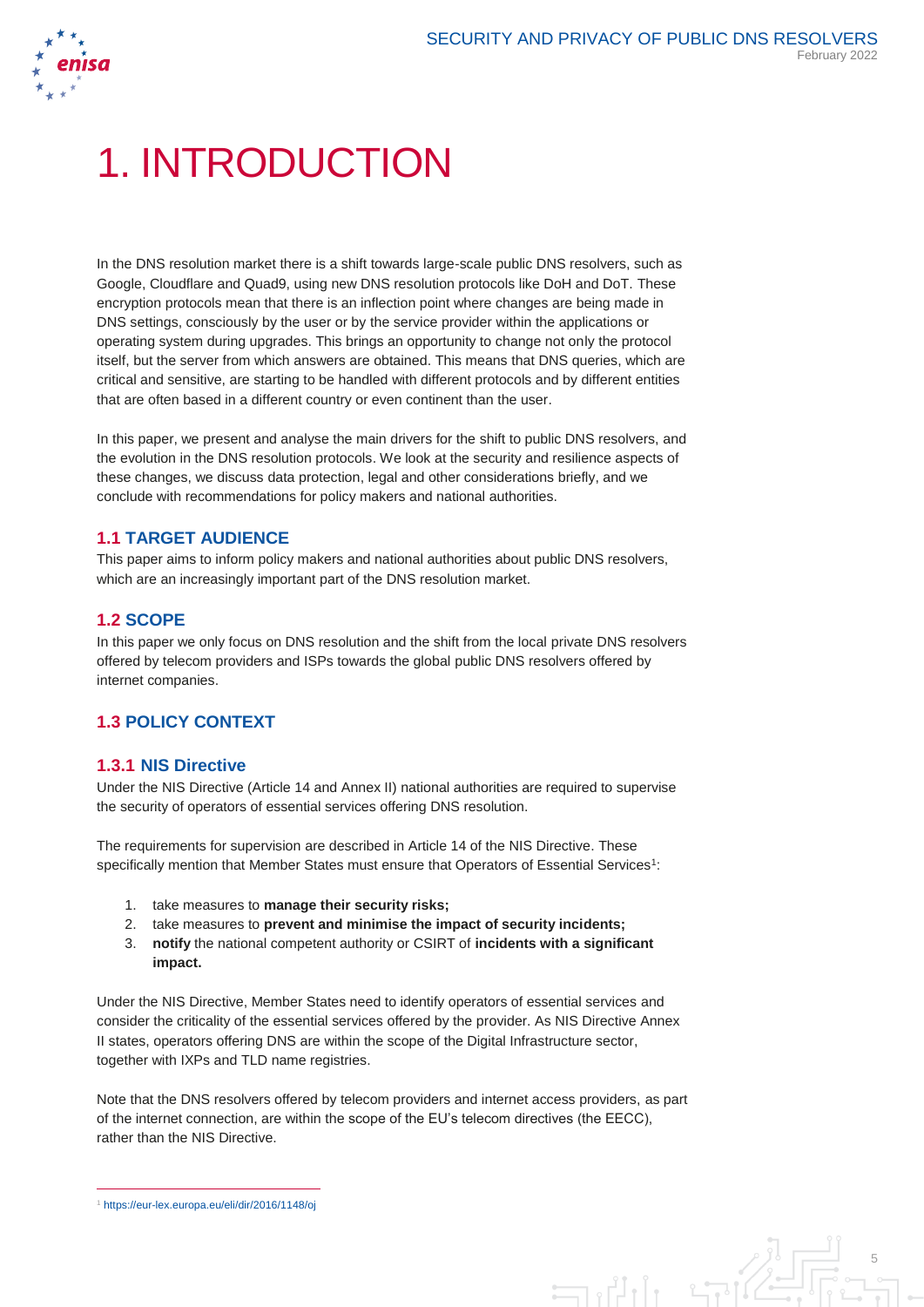# 1. INTRODUCTION

In the DNS resolution market there is a shift towards large-scale public DNS resolvers, such as Google, Cloudflare and Quad9, using new DNS resolution protocols like DoH and DoT. These encryption protocols mean that there is an inflection point where changes are being made in DNS settings, consciously by the user or by the service provider within the applications or operating system during upgrades. This brings an opportunity to change not only the protocol itself, but the server from which answers are obtained. This means that DNS queries, which are critical and sensitive, are starting to be handled with different protocols and by different entities that are often based in a different country or even continent than the user.

In this paper, we present and analyse the main drivers for the shift to public DNS resolvers, and the evolution in the DNS resolution protocols. We look at the security and resilience aspects of these changes, we discuss data protection, legal and other considerations briefly, and we conclude with recommendations for policy makers and national authorities.

## 1.1 TARGET AUDIENCE

This paper aims to inform policy makers and national authorities about public DNS resolvers, which are an increasingly important part of the DNS resolution market.

## 1.2 SCOPE

In this paper we only focus on DNS resolution and the shift from the local private DNS resolvers offered by telecom providers and ISPs towards the global public DNS resolvers offered by internet companies.

## 1.3 POLICY CONTEXT

### 1.3.1 NIS Directive

Under the NIS Directive (Article 14 and Annex II) national authorities are required to supervise the security of operators of essential services offering DNS resolution.

The requirements for supervision are described in Article 14 of the NIS Directive. These specifically mention that Member States must ensure that Operators of Essential Services[1]:

1. take measures to **manage their security risks;**
2. take measures to **prevent and minimise the impact of security incidents;**
3. **notify** the national competent authority or CSIRT of **incidents with a significant impact.**

Under the NIS Directive, Member States need to identify operators of essential services and consider the criticality of the essential services offered by the provider. As NIS Directive Annex II states, operators offering DNS are within the scope of the Digital Infrastructure sector, together with IXPs and TLD name registries.

Note that the DNS resolvers offered by telecom providers and internet access providers, as part of the internet connection, are within the scope of the EU's telecom directives (the EECC), rather than the NIS Directive.

[1] https://eur-lex.europa.eu/eli/dir/2016/1148/oj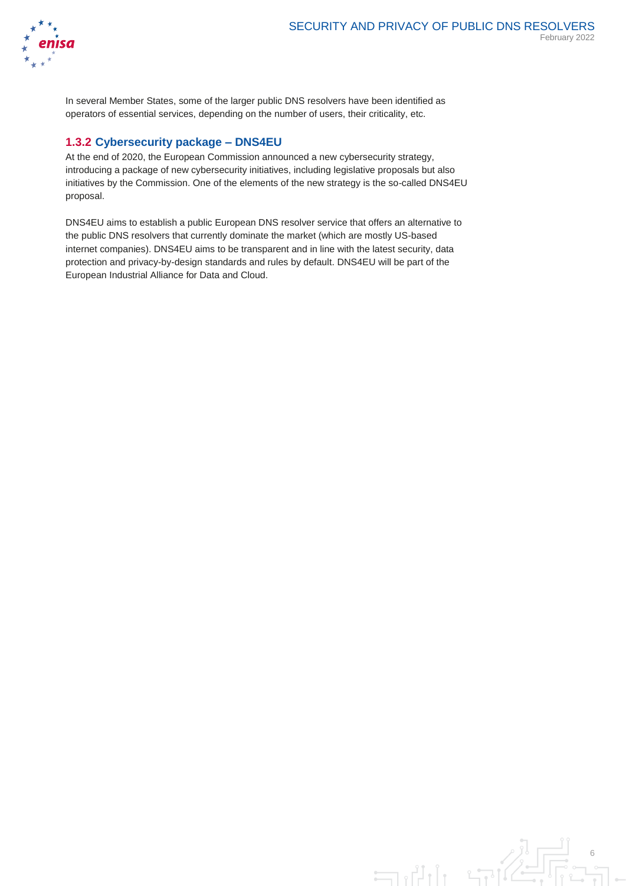In several Member States, some of the larger public DNS resolvers have been identified as operators of essential services, depending on the number of users, their criticality, etc.

### 1.3.2 Cybersecurity package – DNS4EU

At the end of 2020, the European Commission announced a new cybersecurity strategy, introducing a package of new cybersecurity initiatives, including legislative proposals but also initiatives by the Commission. One of the elements of the new strategy is the so-called DNS4EU proposal.

DNS4EU aims to establish a public European DNS resolver service that offers an alternative to the public DNS resolvers that currently dominate the market (which are mostly US-based internet companies). DNS4EU aims to be transparent and in line with the latest security, data protection and privacy-by-design standards and rules by default. DNS4EU will be part of the European Industrial Alliance for Data and Cloud.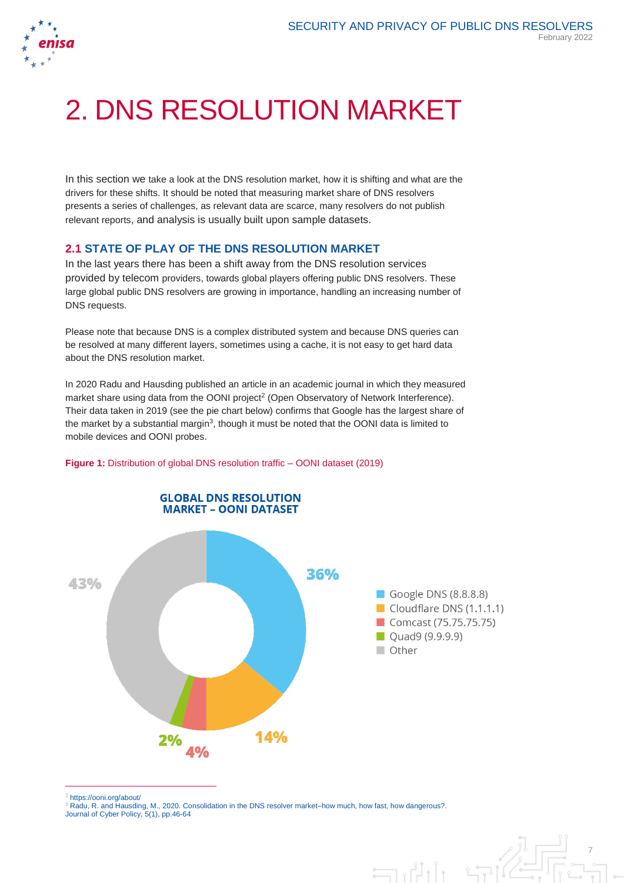# 2. DNS RESOLUTION MARKET

In this section we take a look at the DNS resolution market, how it is shifting and what are the drivers for these shifts. It should be noted that measuring market share of DNS resolvers presents a series of challenges, as relevant data are scarce, many resolvers do not publish relevant reports, and analysis is usually built upon sample datasets.

## 2.1 STATE OF PLAY OF THE DNS RESOLUTION MARKET

In the last years there has been a shift away from the DNS resolution services provided by telecom providers, towards global players offering public DNS resolvers. These large global public DNS resolvers are growing in importance, handling an increasing number of DNS requests.

Please note that because DNS is a complex distributed system and because DNS queries can be resolved at many different layers, sometimes using a cache, it is not easy to get hard data about the DNS resolution market.

In 2020 Radu and Hausding published an article in an academic journal in which they measured market share using data from the OONI project[2] (Open Observatory of Network Interference). Their data taken in 2019 (see the pie chart below) confirms that Google has the largest share of the market by a substantial margin[3], though it must be noted that the OONI data is limited to mobile devices and OONI probes.

**Figure 1:** Distribution of global DNS resolution traffic – OONI dataset (2019)

**GLOBAL DNS RESOLUTION MARKET – OONI DATASET**

| Resolver | Share |
|---|---|
| Google DNS (8.8.8.8) | 36% |
| Cloudflare DNS (1.1.1.1) | 14% |
| Comcast (75.75.75.75) | 4% |
| Quad9 (9.9.9.9) | 2% |
| Other | 43% |

[2] https://ooni.org/about/

[3] Radu, R. and Hausding, M., 2020. Consolidation in the DNS resolver market–how much, how fast, how dangerous?. Journal of Cyber Policy, 5(1), pp.46-64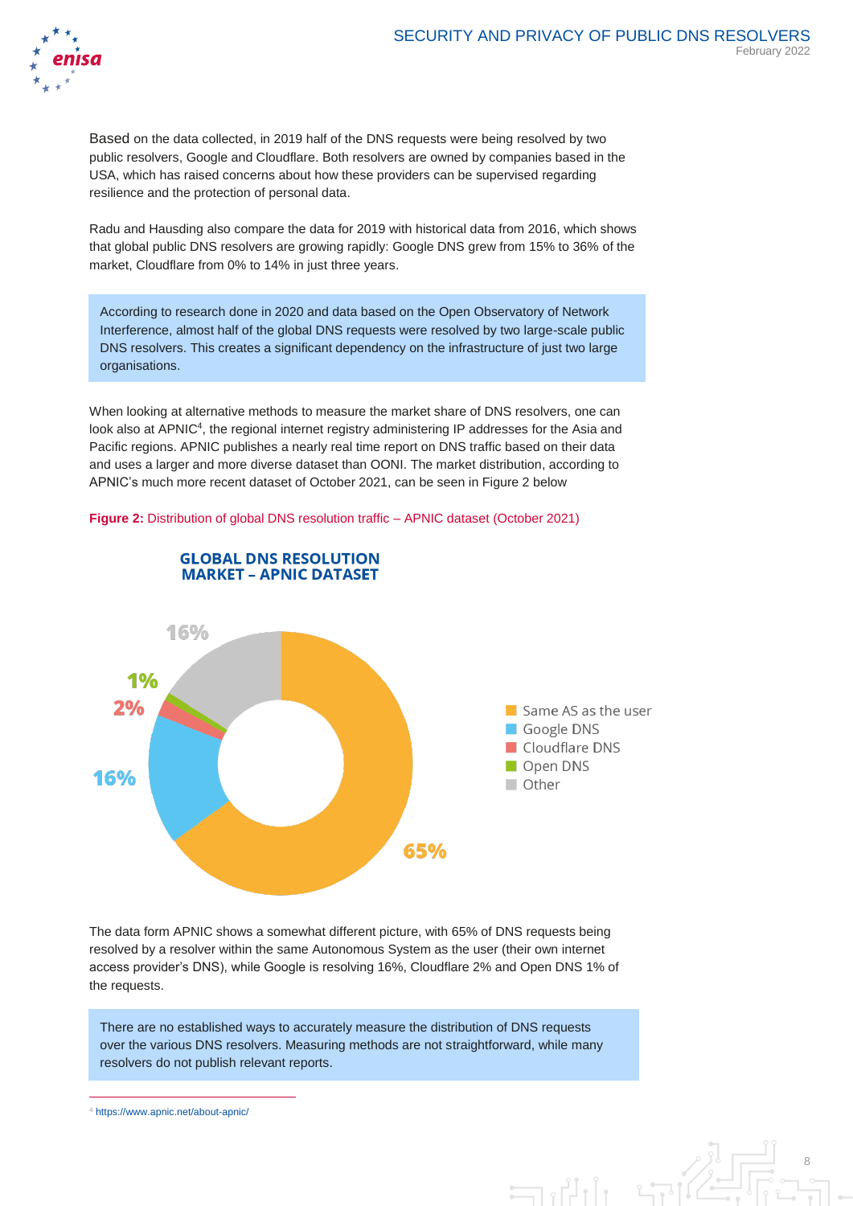Based on the data collected, in 2019 half of the DNS requests were being resolved by two public resolvers, Google and Cloudflare. Both resolvers are owned by companies based in the USA, which has raised concerns about how these providers can be supervised regarding resilience and the protection of personal data.

Radu and Hausding also compare the data for 2019 with historical data from 2016, which shows that global public DNS resolvers are growing rapidly: Google DNS grew from 15% to 36% of the market, Cloudflare from 0% to 14% in just three years.

> According to research done in 2020 and data based on the Open Observatory of Network Interference, almost half of the global DNS requests were resolved by two large-scale public DNS resolvers. This creates a significant dependency on the infrastructure of just two large organisations.

When looking at alternative methods to measure the market share of DNS resolvers, one can look also at APNIC[4], the regional internet registry administering IP addresses for the Asia and Pacific regions. APNIC publishes a nearly real time report on DNS traffic based on their data and uses a larger and more diverse dataset than OONI. The market distribution, according to APNIC's much more recent dataset of October 2021, can be seen in Figure 2 below

**Figure 2:** Distribution of global DNS resolution traffic – APNIC dataset (October 2021)

**GLOBAL DNS RESOLUTION MARKET – APNIC DATASET**

| Resolver | Share |
|---|---|
| Same AS as the user | 65% |
| Google DNS | 16% |
| Cloudflare DNS | 2% |
| Open DNS | 1% |
| Other | 16% |

The data form APNIC shows a somewhat different picture, with 65% of DNS requests being resolved by a resolver within the same Autonomous System as the user (their own internet access provider's DNS), while Google is resolving 16%, Cloudflare 2% and Open DNS 1% of the requests.

> There are no established ways to accurately measure the distribution of DNS requests over the various DNS resolvers. Measuring methods are not straightforward, while many resolvers do not publish relevant reports.

[4] https://www.apnic.net/about-apnic/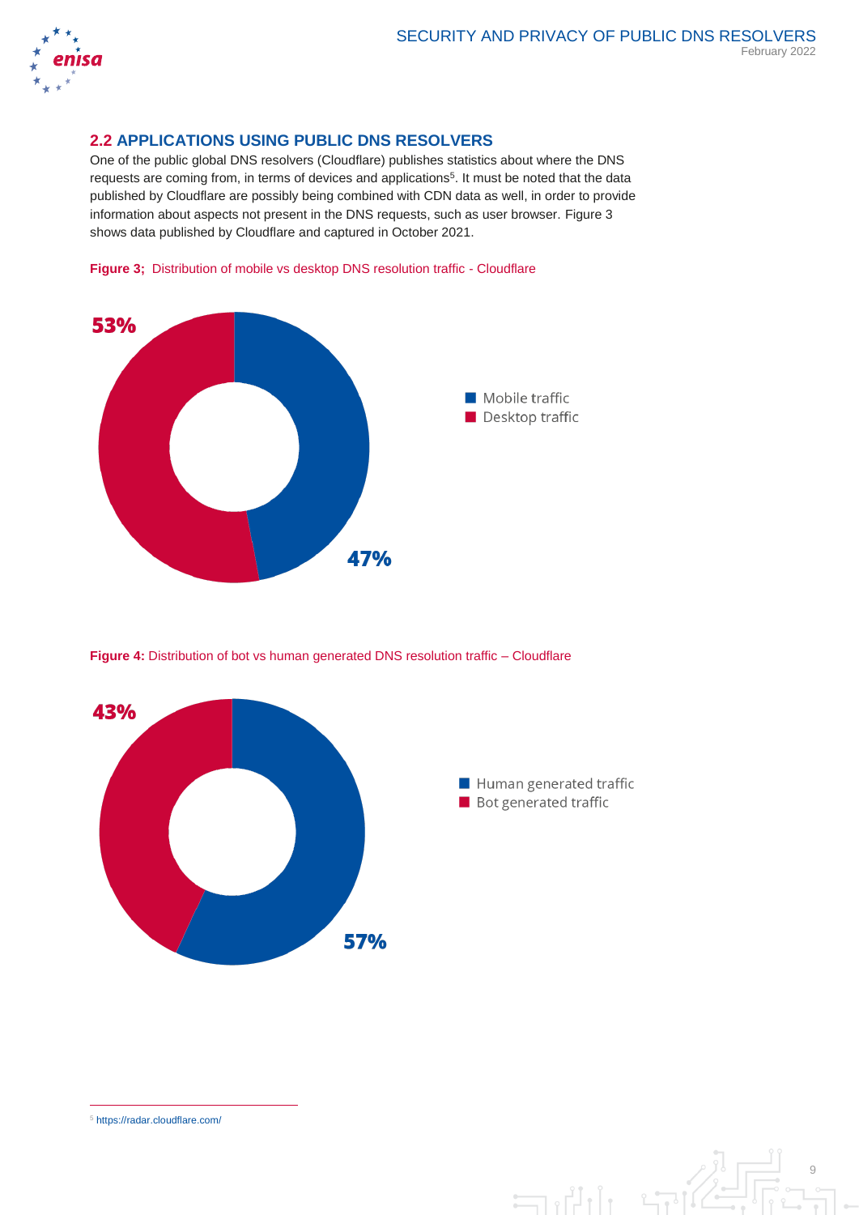## 2.2 APPLICATIONS USING PUBLIC DNS RESOLVERS

One of the public global DNS resolvers (Cloudflare) publishes statistics about where the DNS requests are coming from, in terms of devices and applications[5]. It must be noted that the data published by Cloudflare are possibly being combined with CDN data as well, in order to provide information about aspects not present in the DNS requests, such as user browser. Figure 3 shows data published by Cloudflare and captured in October 2021.

**Figure 3;** Distribution of mobile vs desktop DNS resolution traffic - Cloudflare

53%

47%

Mobile traffic
Desktop traffic

**Figure 4:** Distribution of bot vs human generated DNS resolution traffic – Cloudflare

43%

57%

Human generated traffic
Bot generated traffic

[5] https://radar.cloudflare.com/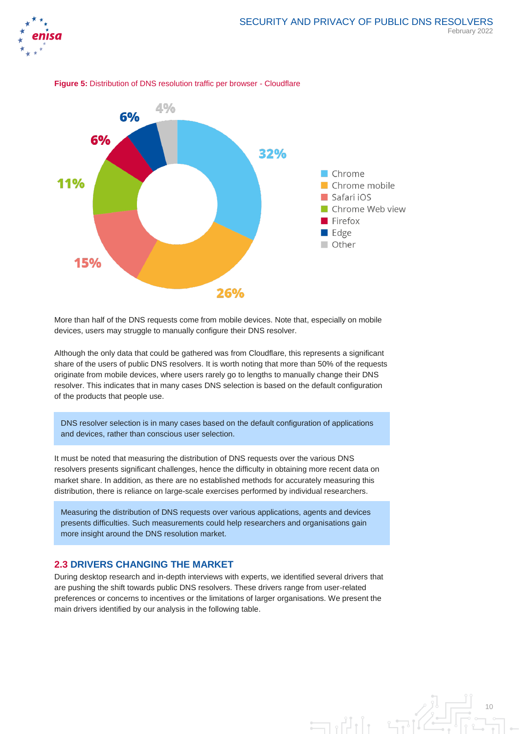**Figure 5:** Distribution of DNS resolution traffic per browser - Cloudflare

| Browser | Share |
|---|---|
| Chrome | 32% |
| Chrome mobile | 26% |
| Safari iOS | 15% |
| Chrome Web view | 11% |
| Firefox | 6% |
| Edge | 6% |
| Other | 4% |

More than half of the DNS requests come from mobile devices. Note that, especially on mobile devices, users may struggle to manually configure their DNS resolver.

Although the only data that could be gathered was from Cloudflare, this represents a significant share of the users of public DNS resolvers. It is worth noting that more than 50% of the requests originate from mobile devices, where users rarely go to lengths to manually change their DNS resolver. This indicates that in many cases DNS selection is based on the default configuration of the products that people use.

> DNS resolver selection is in many cases based on the default configuration of applications and devices, rather than conscious user selection.

It must be noted that measuring the distribution of DNS requests over the various DNS resolvers presents significant challenges, hence the difficulty in obtaining more recent data on market share. In addition, as there are no established methods for accurately measuring this distribution, there is reliance on large-scale exercises performed by individual researchers.

> Measuring the distribution of DNS requests over various applications, agents and devices presents difficulties. Such measurements could help researchers and organisations gain more insight around the DNS resolution market.

## 2.3 DRIVERS CHANGING THE MARKET

During desktop research and in-depth interviews with experts, we identified several drivers that are pushing the shift towards public DNS resolvers. These drivers range from user-related preferences or concerns to incentives or the limitations of larger organisations. We present the main drivers identified by our analysis in the following table.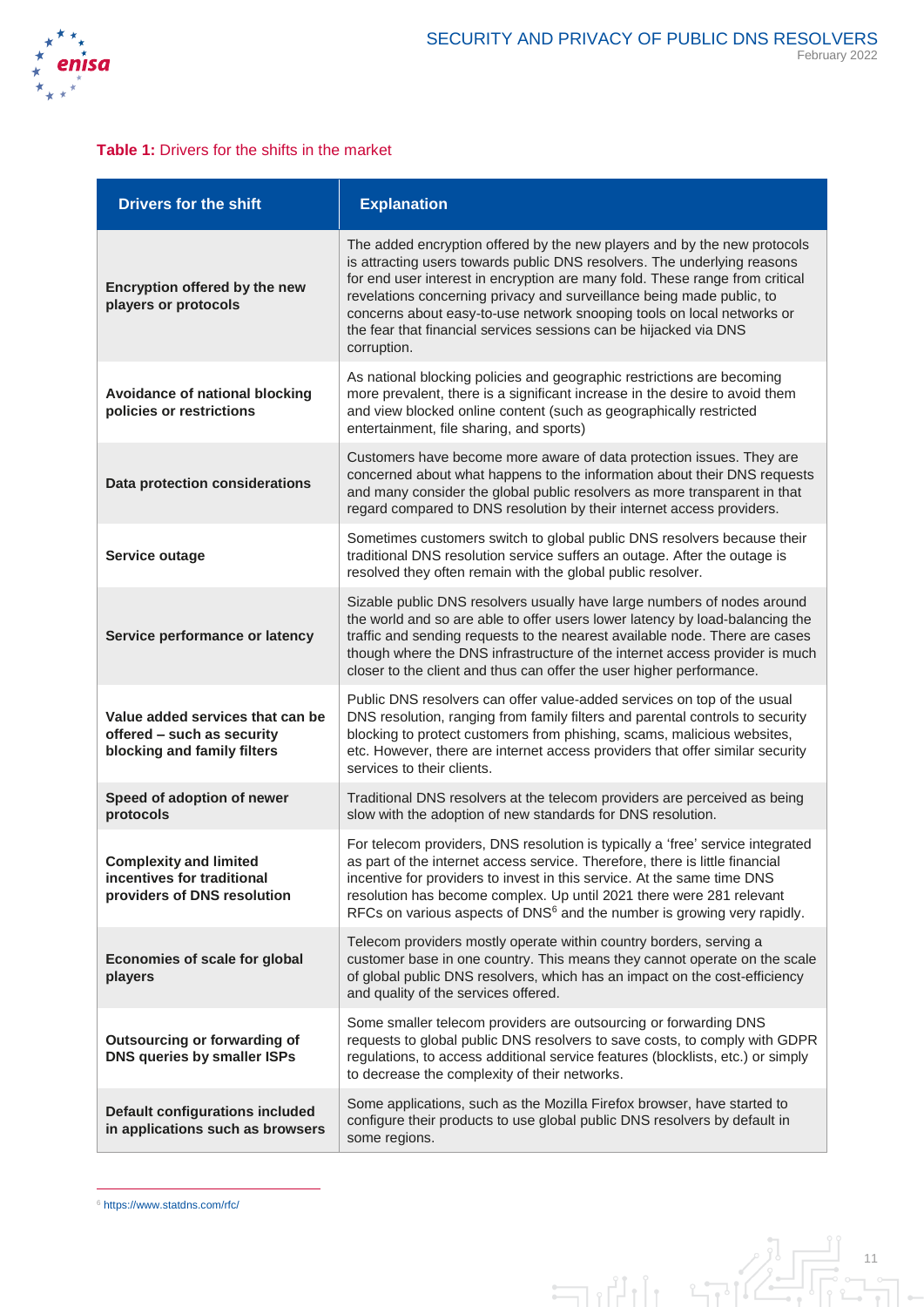**Table 1:** Drivers for the shifts in the market

| Drivers for the shift | Explanation |
|---|---|
| **Encryption offered by the new players or protocols** | The added encryption offered by the new players and by the new protocols is attracting users towards public DNS resolvers. The underlying reasons for end user interest in encryption are many fold. These range from critical revelations concerning privacy and surveillance being made public, to concerns about easy-to-use network snooping tools on local networks or the fear that financial services sessions can be hijacked via DNS corruption. |
| **Avoidance of national blocking policies or restrictions** | As national blocking policies and geographic restrictions are becoming more prevalent, there is a significant increase in the desire to avoid them and view blocked online content (such as geographically restricted entertainment, file sharing, and sports) |
| **Data protection considerations** | Customers have become more aware of data protection issues. They are concerned about what happens to the information about their DNS requests and many consider the global public resolvers as more transparent in that regard compared to DNS resolution by their internet access providers. |
| **Service outage** | Sometimes customers switch to global public DNS resolvers because their traditional DNS resolution service suffers an outage. After the outage is resolved they often remain with the global public resolver. |
| **Service performance or latency** | Sizable public DNS resolvers usually have large numbers of nodes around the world and so are able to offer users lower latency by load-balancing the traffic and sending requests to the nearest available node. There are cases though where the DNS infrastructure of the internet access provider is much closer to the client and thus can offer the user higher performance. |
| **Value added services that can be offered – such as security blocking and family filters** | Public DNS resolvers can offer value-added services on top of the usual DNS resolution, ranging from family filters and parental controls to security blocking to protect customers from phishing, scams, malicious websites, etc. However, there are internet access providers that offer similar security services to their clients. |
| **Speed of adoption of newer protocols** | Traditional DNS resolvers at the telecom providers are perceived as being slow with the adoption of new standards for DNS resolution. |
| **Complexity and limited incentives for traditional providers of DNS resolution** | For telecom providers, DNS resolution is typically a 'free' service integrated as part of the internet access service. Therefore, there is little financial incentive for providers to invest in this service. At the same time DNS resolution has become complex. Up until 2021 there were 281 relevant RFCs on various aspects of DNS[6] and the number is growing very rapidly. |
| **Economies of scale for global players** | Telecom providers mostly operate within country borders, serving a customer base in one country. This means they cannot operate on the scale of global public DNS resolvers, which has an impact on the cost-efficiency and quality of the services offered. |
| **Outsourcing or forwarding of DNS queries by smaller ISPs** | Some smaller telecom providers are outsourcing or forwarding DNS requests to global public DNS resolvers to save costs, to comply with GDPR regulations, to access additional service features (blocklists, etc.) or simply to decrease the complexity of their networks. |
| **Default configurations included in applications such as browsers** | Some applications, such as the Mozilla Firefox browser, have started to configure their products to use global public DNS resolvers by default in some regions. |

[6] https://www.statdns.com/rfc/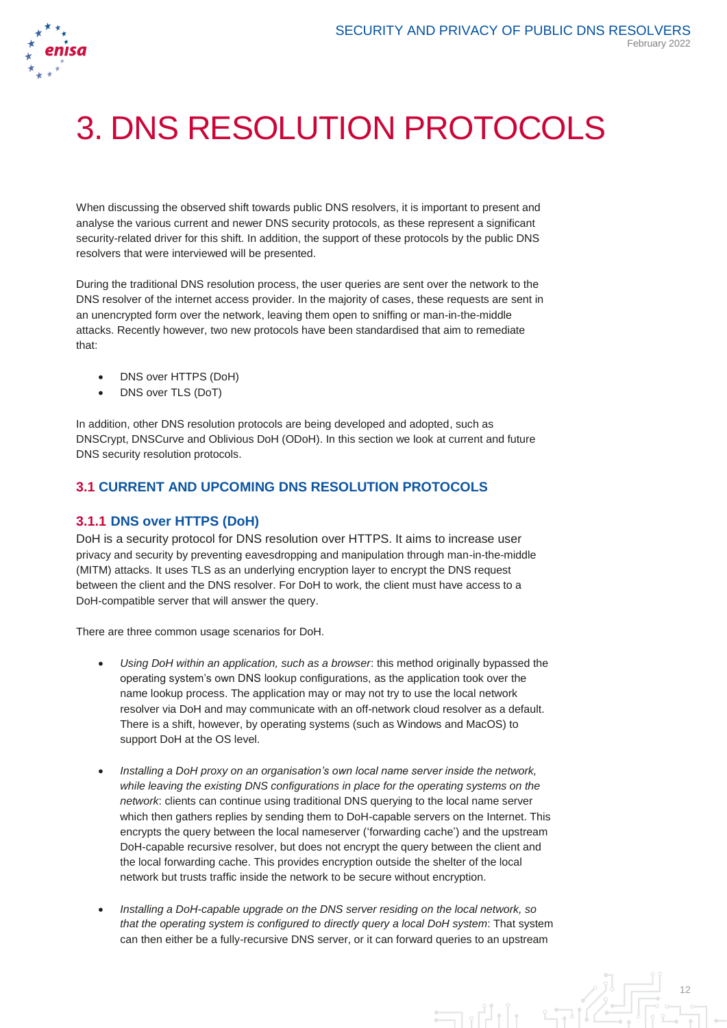# 3. DNS RESOLUTION PROTOCOLS

When discussing the observed shift towards public DNS resolvers, it is important to present and analyse the various current and newer DNS security protocols, as these represent a significant security-related driver for this shift. In addition, the support of these protocols by the public DNS resolvers that were interviewed will be presented.

During the traditional DNS resolution process, the user queries are sent over the network to the DNS resolver of the internet access provider. In the majority of cases, these requests are sent in an unencrypted form over the network, leaving them open to sniffing or man-in-the-middle attacks. Recently however, two new protocols have been standardised that aim to remediate that:

- DNS over HTTPS (DoH)
- DNS over TLS (DoT)

In addition, other DNS resolution protocols are being developed and adopted, such as DNSCrypt, DNSCurve and Oblivious DoH (ODoH). In this section we look at current and future DNS security resolution protocols.

## 3.1 CURRENT AND UPCOMING DNS RESOLUTION PROTOCOLS

### 3.1.1 DNS over HTTPS (DoH)

DoH is a security protocol for DNS resolution over HTTPS. It aims to increase user privacy and security by preventing eavesdropping and manipulation through man-in-the-middle (MITM) attacks. It uses TLS as an underlying encryption layer to encrypt the DNS request between the client and the DNS resolver. For DoH to work, the client must have access to a DoH-compatible server that will answer the query.

There are three common usage scenarios for DoH.

- *Using DoH within an application, such as a browser*: this method originally bypassed the operating system's own DNS lookup configurations, as the application took over the name lookup process. The application may or may not try to use the local network resolver via DoH and may communicate with an off-network cloud resolver as a default. There is a shift, however, by operating systems (such as Windows and MacOS) to support DoH at the OS level.

- *Installing a DoH proxy on an organisation's own local name server inside the network, while leaving the existing DNS configurations in place for the operating systems on the network*: clients can continue using traditional DNS querying to the local name server which then gathers replies by sending them to DoH-capable servers on the Internet. This encrypts the query between the local nameserver ('forwarding cache') and the upstream DoH-capable recursive resolver, but does not encrypt the query between the client and the local forwarding cache. This provides encryption outside the shelter of the local network but trusts traffic inside the network to be secure without encryption.

- *Installing a DoH-capable upgrade on the DNS server residing on the local network, so that the operating system is configured to directly query a local DoH system*: That system can then either be a fully-recursive DNS server, or it can forward queries to an upstream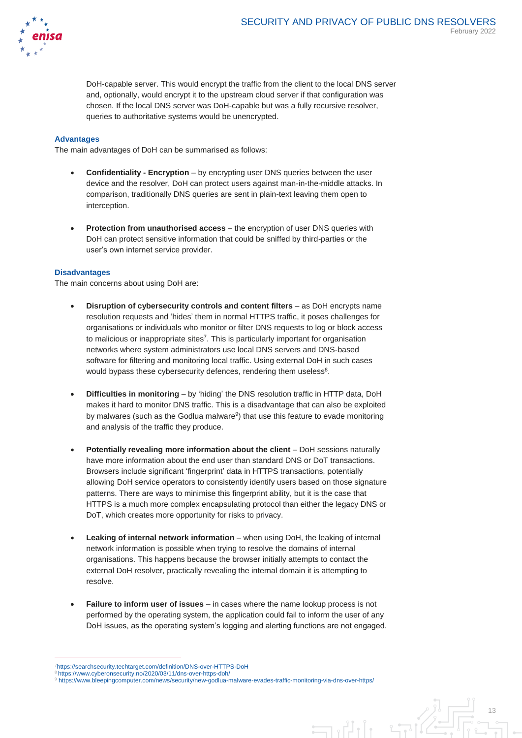DoH-capable server. This would encrypt the traffic from the client to the local DNS server and, optionally, would encrypt it to the upstream cloud server if that configuration was chosen. If the local DNS server was DoH-capable but was a fully recursive resolver, queries to authoritative systems would be unencrypted.

### Advantages

The main advantages of DoH can be summarised as follows:

- **Confidentiality - Encryption** – by encrypting user DNS queries between the user device and the resolver, DoH can protect users against man-in-the-middle attacks. In comparison, traditionally DNS queries are sent in plain-text leaving them open to interception.

- **Protection from unauthorised access** – the encryption of user DNS queries with DoH can protect sensitive information that could be sniffed by third-parties or the user's own internet service provider.

### Disadvantages

The main concerns about using DoH are:

- **Disruption of cybersecurity controls and content filters** – as DoH encrypts name resolution requests and 'hides' them in normal HTTPS traffic, it poses challenges for organisations or individuals who monitor or filter DNS requests to log or block access to malicious or inappropriate sites[7]. This is particularly important for organisation networks where system administrators use local DNS servers and DNS-based software for filtering and monitoring local traffic. Using external DoH in such cases would bypass these cybersecurity defences, rendering them useless[8].

- **Difficulties in monitoring** – by 'hiding' the DNS resolution traffic in HTTP data, DoH makes it hard to monitor DNS traffic. This is a disadvantage that can also be exploited by malwares (such as the Godlua malware[9]) that use this feature to evade monitoring and analysis of the traffic they produce.

- **Potentially revealing more information about the client** – DoH sessions naturally have more information about the end user than standard DNS or DoT transactions. Browsers include significant 'fingerprint' data in HTTPS transactions, potentially allowing DoH service operators to consistently identify users based on those signature patterns. There are ways to minimise this fingerprint ability, but it is the case that HTTPS is a much more complex encapsulating protocol than either the legacy DNS or DoT, which creates more opportunity for risks to privacy.

- **Leaking of internal network information** – when using DoH, the leaking of internal network information is possible when trying to resolve the domains of internal organisations. This happens because the browser initially attempts to contact the external DoH resolver, practically revealing the internal domain it is attempting to resolve.

- **Failure to inform user of issues** – in cases where the name lookup process is not performed by the operating system, the application could fail to inform the user of any DoH issues, as the operating system's logging and alerting functions are not engaged.

---

[7] https://searchsecurity.techtarget.com/definition/DNS-over-HTTPS-DoH
[8] https://www.cyberonsecurity.no/2020/03/11/dns-over-https-doh/
[9] https://www.bleepingcomputer.com/news/security/new-godlua-malware-evades-traffic-monitoring-via-dns-over-https/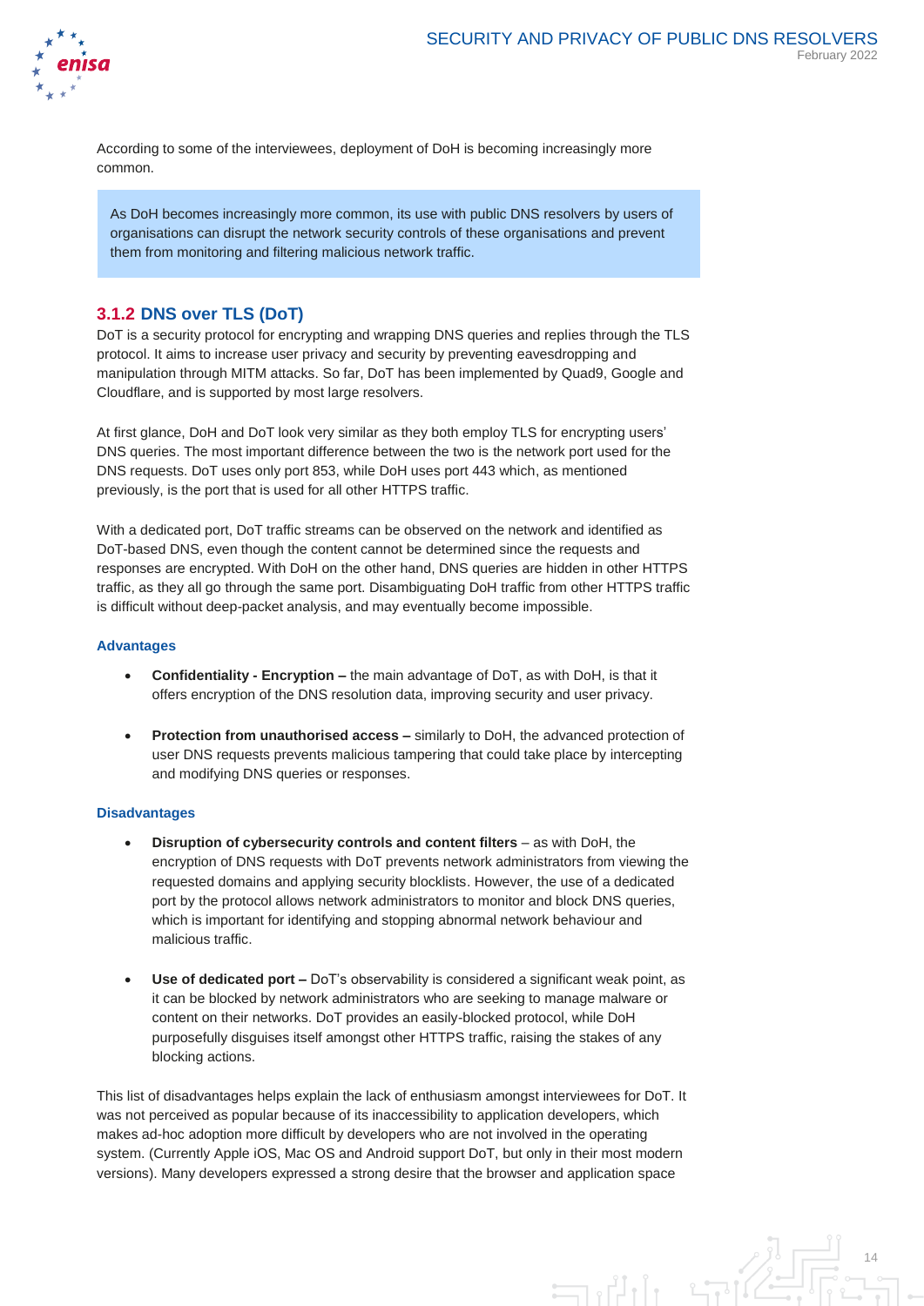According to some of the interviewees, deployment of DoH is becoming increasingly more common.

> As DoH becomes increasingly more common, its use with public DNS resolvers by users of organisations can disrupt the network security controls of these organisations and prevent them from monitoring and filtering malicious network traffic.

### 3.1.2 DNS over TLS (DoT)

DoT is a security protocol for encrypting and wrapping DNS queries and replies through the TLS protocol. It aims to increase user privacy and security by preventing eavesdropping and manipulation through MITM attacks. So far, DoT has been implemented by Quad9, Google and Cloudflare, and is supported by most large resolvers.

At first glance, DoH and DoT look very similar as they both employ TLS for encrypting users' DNS queries. The most important difference between the two is the network port used for the DNS requests. DoT uses only port 853, while DoH uses port 443 which, as mentioned previously, is the port that is used for all other HTTPS traffic.

With a dedicated port, DoT traffic streams can be observed on the network and identified as DoT-based DNS, even though the content cannot be determined since the requests and responses are encrypted. With DoH on the other hand, DNS queries are hidden in other HTTPS traffic, as they all go through the same port. Disambiguating DoH traffic from other HTTPS traffic is difficult without deep-packet analysis, and may eventually become impossible.

#### Advantages

- **Confidentiality - Encryption –** the main advantage of DoT, as with DoH, is that it offers encryption of the DNS resolution data, improving security and user privacy.

- **Protection from unauthorised access –** similarly to DoH, the advanced protection of user DNS requests prevents malicious tampering that could take place by intercepting and modifying DNS queries or responses.

#### Disadvantages

- **Disruption of cybersecurity controls and content filters** – as with DoH, the encryption of DNS requests with DoT prevents network administrators from viewing the requested domains and applying security blocklists. However, the use of a dedicated port by the protocol allows network administrators to monitor and block DNS queries, which is important for identifying and stopping abnormal network behaviour and malicious traffic.

- **Use of dedicated port –** DoT's observability is considered a significant weak point, as it can be blocked by network administrators who are seeking to manage malware or content on their networks. DoT provides an easily-blocked protocol, while DoH purposefully disguises itself amongst other HTTPS traffic, raising the stakes of any blocking actions.

This list of disadvantages helps explain the lack of enthusiasm amongst interviewees for DoT. It was not perceived as popular because of its inaccessibility to application developers, which makes ad-hoc adoption more difficult by developers who are not involved in the operating system. (Currently Apple iOS, Mac OS and Android support DoT, but only in their most modern versions). Many developers expressed a strong desire that the browser and application space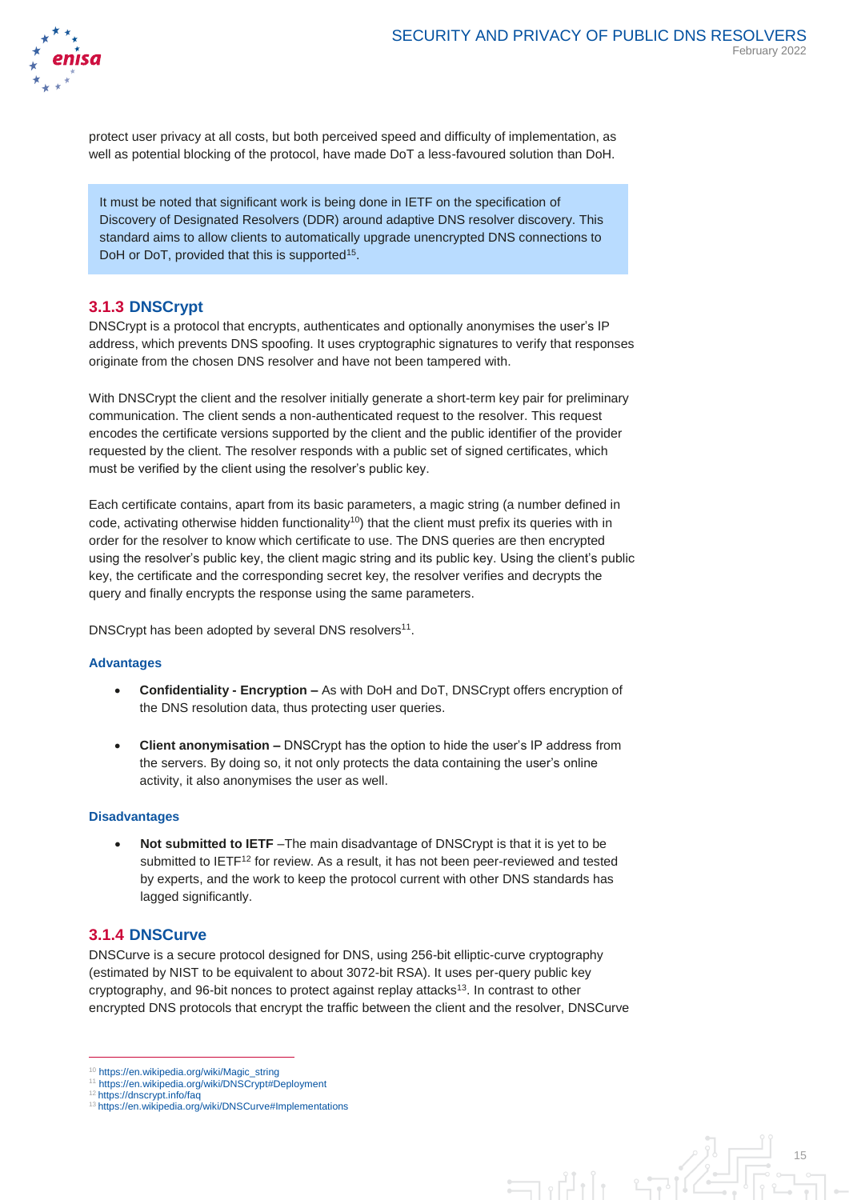protect user privacy at all costs, but both perceived speed and difficulty of implementation, as well as potential blocking of the protocol, have made DoT a less-favoured solution than DoH.

> It must be noted that significant work is being done in IETF on the specification of Discovery of Designated Resolvers (DDR) around adaptive DNS resolver discovery. This standard aims to allow clients to automatically upgrade unencrypted DNS connections to DoH or DoT, provided that this is supported[15].

### 3.1.3 DNSCrypt

DNSCrypt is a protocol that encrypts, authenticates and optionally anonymises the user's IP address, which prevents DNS spoofing. It uses cryptographic signatures to verify that responses originate from the chosen DNS resolver and have not been tampered with.

With DNSCrypt the client and the resolver initially generate a short-term key pair for preliminary communication. The client sends a non-authenticated request to the resolver. This request encodes the certificate versions supported by the client and the public identifier of the provider requested by the client. The resolver responds with a public set of signed certificates, which must be verified by the client using the resolver's public key.

Each certificate contains, apart from its basic parameters, a magic string (a number defined in code, activating otherwise hidden functionality[10]) that the client must prefix its queries with in order for the resolver to know which certificate to use. The DNS queries are then encrypted using the resolver's public key, the client magic string and its public key. Using the client's public key, the certificate and the corresponding secret key, the resolver verifies and decrypts the query and finally encrypts the response using the same parameters.

DNSCrypt has been adopted by several DNS resolvers[11].

#### Advantages

- **Confidentiality - Encryption –** As with DoH and DoT, DNSCrypt offers encryption of the DNS resolution data, thus protecting user queries.

- **Client anonymisation –** DNSCrypt has the option to hide the user's IP address from the servers. By doing so, it not only protects the data containing the user's online activity, it also anonymises the user as well.

#### Disadvantages

- **Not submitted to IETF** –The main disadvantage of DNSCrypt is that it is yet to be submitted to IETF[12] for review. As a result, it has not been peer-reviewed and tested by experts, and the work to keep the protocol current with other DNS standards has lagged significantly.

### 3.1.4 DNSCurve

DNSCurve is a secure protocol designed for DNS, using 256-bit elliptic-curve cryptography (estimated by NIST to be equivalent to about 3072-bit RSA). It uses per-query public key cryptography, and 96-bit nonces to protect against replay attacks[13]. In contrast to other encrypted DNS protocols that encrypt the traffic between the client and the resolver, DNSCurve

---

[10] https://en.wikipedia.org/wiki/Magic_string
[11] https://en.wikipedia.org/wiki/DNSCrypt#Deployment
[12] https://dnscrypt.info/faq
[13] https://en.wikipedia.org/wiki/DNSCurve#Implementations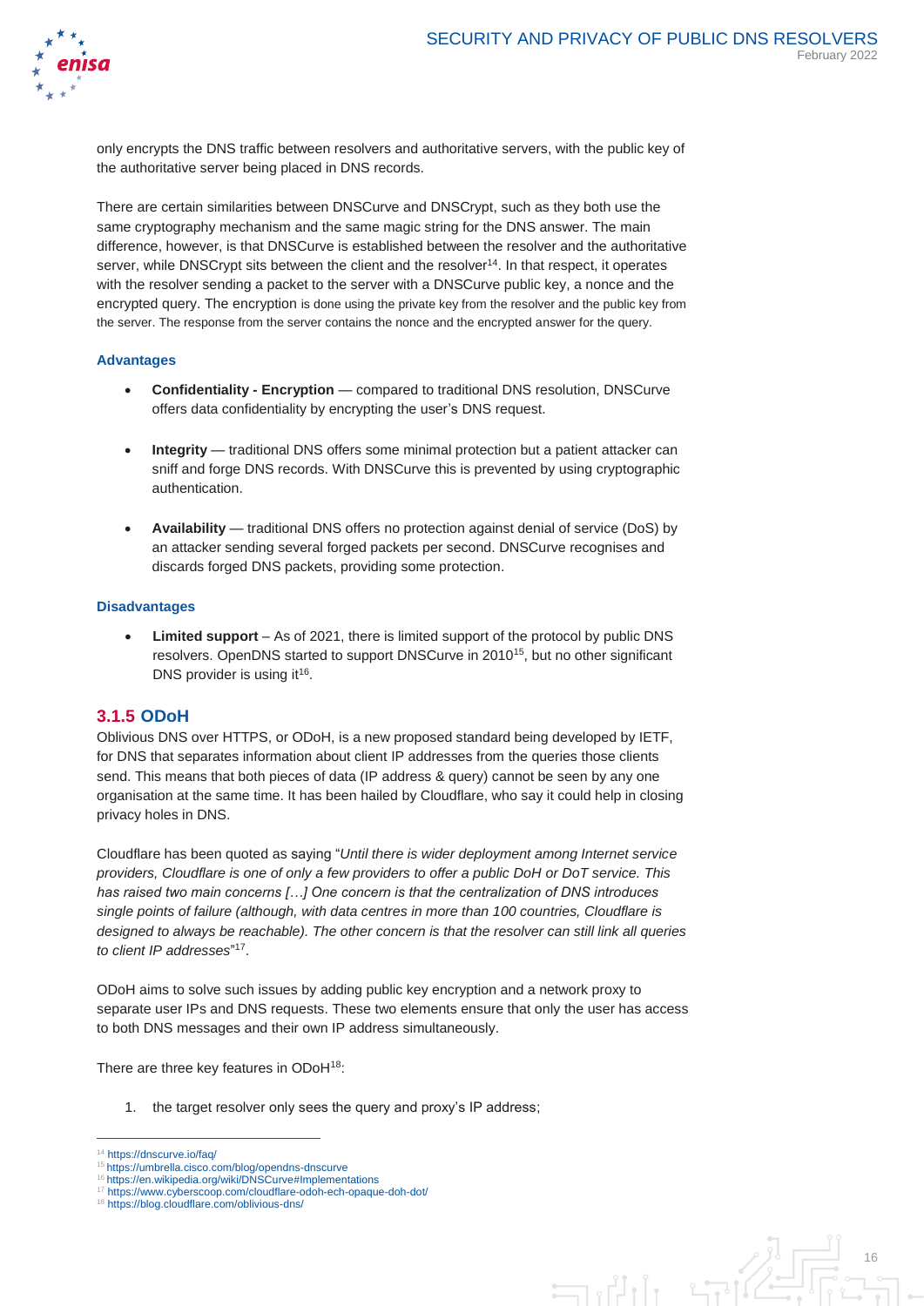only encrypts the DNS traffic between resolvers and authoritative servers, with the public key of the authoritative server being placed in DNS records.

There are certain similarities between DNSCurve and DNSCrypt, such as they both use the same cryptography mechanism and the same magic string for the DNS answer. The main difference, however, is that DNSCurve is established between the resolver and the authoritative server, while DNSCrypt sits between the client and the resolver[14]. In that respect, it operates with the resolver sending a packet to the server with a DNSCurve public key, a nonce and the encrypted query. The encryption is done using the private key from the resolver and the public key from the server. The response from the server contains the nonce and the encrypted answer for the query.

#### Advantages

- **Confidentiality - Encryption** — compared to traditional DNS resolution, DNSCurve offers data confidentiality by encrypting the user's DNS request.
- **Integrity** — traditional DNS offers some minimal protection but a patient attacker can sniff and forge DNS records. With DNSCurve this is prevented by using cryptographic authentication.
- **Availability** — traditional DNS offers no protection against denial of service (DoS) by an attacker sending several forged packets per second. DNSCurve recognises and discards forged DNS packets, providing some protection.

#### Disadvantages

- **Limited support** – As of 2021, there is limited support of the protocol by public DNS resolvers. OpenDNS started to support DNSCurve in 2010[15], but no other significant DNS provider is using it[16].

### 3.1.5 ODoH

Oblivious DNS over HTTPS, or ODoH, is a new proposed standard being developed by IETF, for DNS that separates information about client IP addresses from the queries those clients send. This means that both pieces of data (IP address & query) cannot be seen by any one organisation at the same time. It has been hailed by Cloudflare, who say it could help in closing privacy holes in DNS.

Cloudflare has been quoted as saying "*Until there is wider deployment among Internet service providers, Cloudflare is one of only a few providers to offer a public DoH or DoT service. This has raised two main concerns […] One concern is that the centralization of DNS introduces single points of failure (although, with data centres in more than 100 countries, Cloudflare is designed to always be reachable). The other concern is that the resolver can still link all queries to client IP addresses*"[17].

ODoH aims to solve such issues by adding public key encryption and a network proxy to separate user IPs and DNS requests. These two elements ensure that only the user has access to both DNS messages and their own IP address simultaneously.

There are three key features in ODoH[18]:

1. the target resolver only sees the query and proxy's IP address;

---

[14] https://dnscurve.io/faq/
[15] https://umbrella.cisco.com/blog/opendns-dnscurve
[16] https://en.wikipedia.org/wiki/DNSCurve#Implementations
[17] https://www.cyberscoop.com/cloudflare-odoh-ech-opaque-doh-dot/
[18] https://blog.cloudflare.com/oblivious-dns/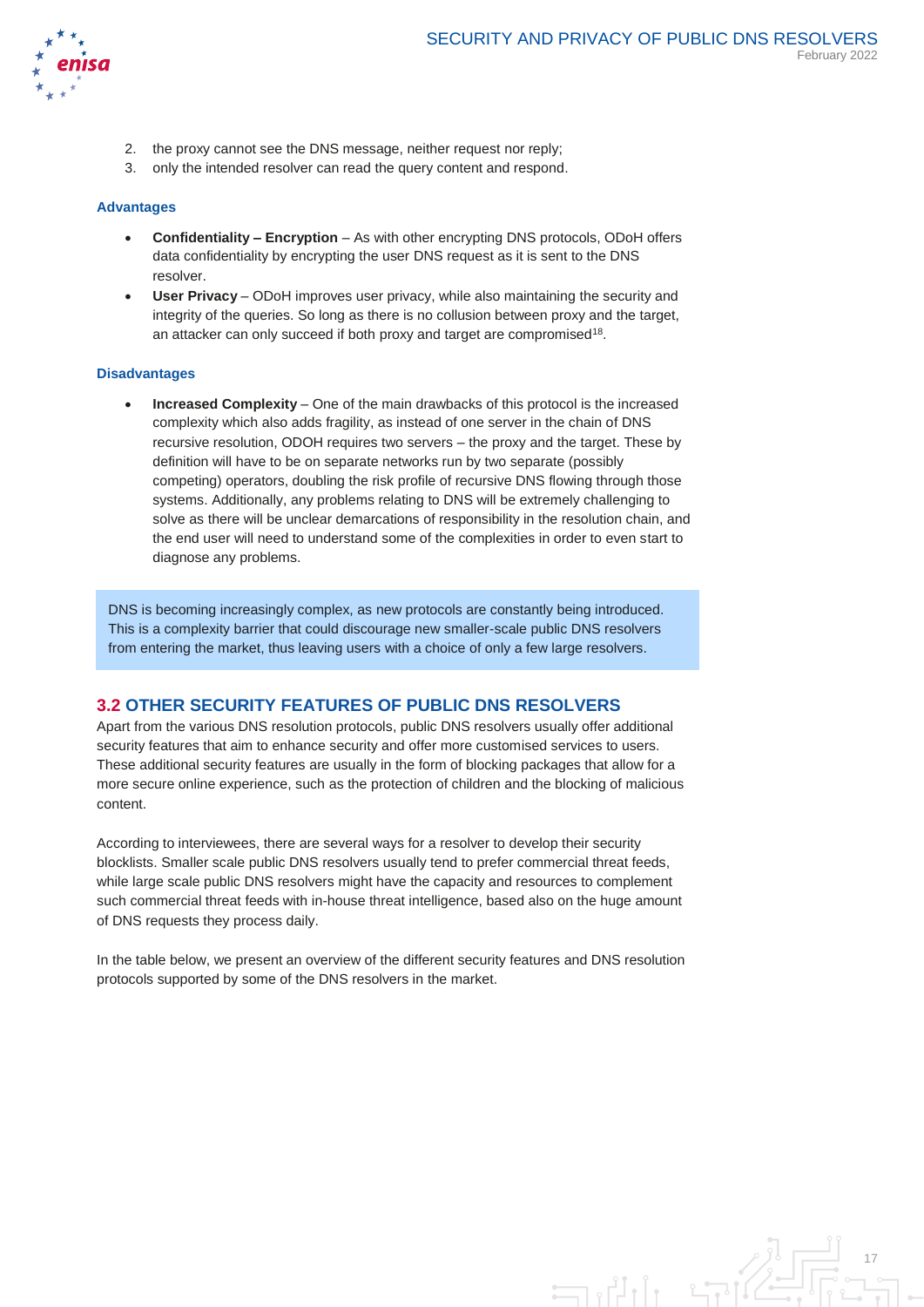2. the proxy cannot see the DNS message, neither request nor reply;
3. only the intended resolver can read the query content and respond.

#### Advantages

- **Confidentiality – Encryption** – As with other encrypting DNS protocols, ODoH offers data confidentiality by encrypting the user DNS request as it is sent to the DNS resolver.
- **User Privacy** – ODoH improves user privacy, while also maintaining the security and integrity of the queries. So long as there is no collusion between proxy and the target, an attacker can only succeed if both proxy and target are compromised[18].

#### Disadvantages

- **Increased Complexity** – One of the main drawbacks of this protocol is the increased complexity which also adds fragility, as instead of one server in the chain of DNS recursive resolution, ODOH requires two servers – the proxy and the target. These by definition will have to be on separate networks run by two separate (possibly competing) operators, doubling the risk profile of recursive DNS flowing through those systems. Additionally, any problems relating to DNS will be extremely challenging to solve as there will be unclear demarcations of responsibility in the resolution chain, and the end user will need to understand some of the complexities in order to even start to diagnose any problems.

> DNS is becoming increasingly complex, as new protocols are constantly being introduced. This is a complexity barrier that could discourage new smaller-scale public DNS resolvers from entering the market, thus leaving users with a choice of only a few large resolvers.

## 3.2 OTHER SECURITY FEATURES OF PUBLIC DNS RESOLVERS

Apart from the various DNS resolution protocols, public DNS resolvers usually offer additional security features that aim to enhance security and offer more customised services to users. These additional security features are usually in the form of blocking packages that allow for a more secure online experience, such as the protection of children and the blocking of malicious content.

According to interviewees, there are several ways for a resolver to develop their security blocklists. Smaller scale public DNS resolvers usually tend to prefer commercial threat feeds, while large scale public DNS resolvers might have the capacity and resources to complement such commercial threat feeds with in-house threat intelligence, based also on the huge amount of DNS requests they process daily.

In the table below, we present an overview of the different security features and DNS resolution protocols supported by some of the DNS resolvers in the market.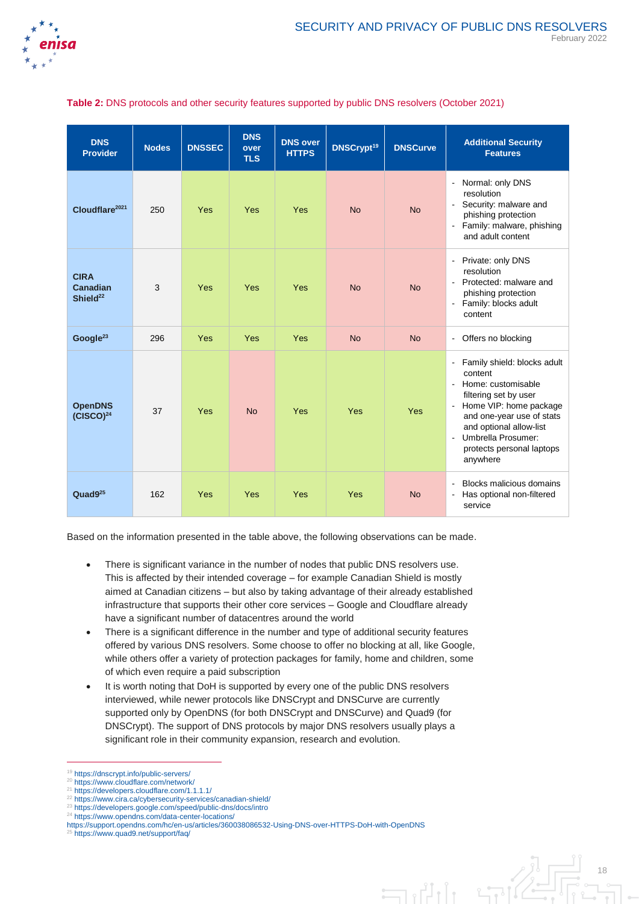**Table 2:** DNS protocols and other security features supported by public DNS resolvers (October 2021)

| DNS Provider | Nodes | DNSSEC | DNS over TLS | DNS over HTTPS | DNSCrypt[19] | DNSCurve | Additional Security Features |
|---|---|---|---|---|---|---|---|
| Cloudflare[20][21] | 250 | Yes | Yes | Yes | No | No | - Normal: only DNS resolution<br>- Security: malware and phishing protection<br>- Family: malware, phishing and adult content |
| CIRA Canadian Shield[22] | 3 | Yes | Yes | Yes | No | No | - Private: only DNS resolution<br>- Protected: malware and phishing protection<br>- Family: blocks adult content |
| Google[23] | 296 | Yes | Yes | Yes | No | No | - Offers no blocking |
| OpenDNS (CISCO)[24] | 37 | Yes | No | Yes | Yes | Yes | - Family shield: blocks adult content<br>- Home: customisable filtering set by user<br>- Home VIP: home package and one-year use of stats and optional allow-list<br>- Umbrella Prosumer: protects personal laptops anywhere |
| Quad9[25] | 162 | Yes | Yes | Yes | Yes | No | - Blocks malicious domains<br>- Has optional non-filtered service |

Based on the information presented in the table above, the following observations can be made.

- There is significant variance in the number of nodes that public DNS resolvers use. This is affected by their intended coverage – for example Canadian Shield is mostly aimed at Canadian citizens – but also by taking advantage of their already established infrastructure that supports their other core services – Google and Cloudflare already have a significant number of datacentres around the world
- There is a significant difference in the number and type of additional security features offered by various DNS resolvers. Some choose to offer no blocking at all, like Google, while others offer a variety of protection packages for family, home and children, some of which even require a paid subscription
- It is worth noting that DoH is supported by every one of the public DNS resolvers interviewed, while newer protocols like DNSCrypt and DNSCurve are currently supported only by OpenDNS (for both DNSCrypt and DNSCurve) and Quad9 (for DNSCrypt). The support of DNS protocols by major DNS resolvers usually plays a significant role in their community expansion, research and evolution.

---

[19] https://dnscrypt.info/public-servers/
[20] https://www.cloudflare.com/network/
[21] https://developers.cloudflare.com/1.1.1.1/
[22] https://www.cira.ca/cybersecurity-services/canadian-shield/
[23] https://developers.google.com/speed/public-dns/docs/intro
[24] https://www.opendns.com/data-center-locations/
https://support.opendns.com/hc/en-us/articles/360038086532-Using-DNS-over-HTTPS-DoH-with-OpenDNS
[25] https://www.quad9.net/support/faq/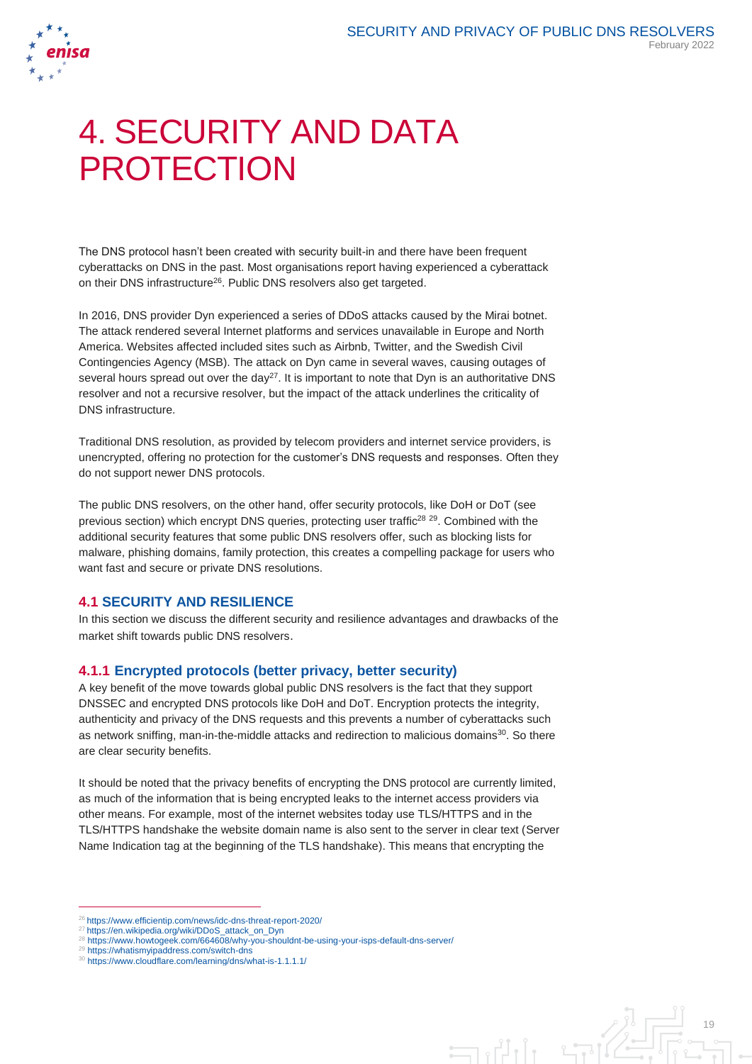# 4. SECURITY AND DATA PROTECTION

The DNS protocol hasn't been created with security built-in and there have been frequent cyberattacks on DNS in the past. Most organisations report having experienced a cyberattack on their DNS infrastructure[26]. Public DNS resolvers also get targeted.

In 2016, DNS provider Dyn experienced a series of DDoS attacks caused by the Mirai botnet. The attack rendered several Internet platforms and services unavailable in Europe and North America. Websites affected included sites such as Airbnb, Twitter, and the Swedish Civil Contingencies Agency (MSB). The attack on Dyn came in several waves, causing outages of several hours spread out over the day[27]. It is important to note that Dyn is an authoritative DNS resolver and not a recursive resolver, but the impact of the attack underlines the criticality of DNS infrastructure.

Traditional DNS resolution, as provided by telecom providers and internet service providers, is unencrypted, offering no protection for the customer's DNS requests and responses. Often they do not support newer DNS protocols.

The public DNS resolvers, on the other hand, offer security protocols, like DoH or DoT (see previous section) which encrypt DNS queries, protecting user traffic[28] [29]. Combined with the additional security features that some public DNS resolvers offer, such as blocking lists for malware, phishing domains, family protection, this creates a compelling package for users who want fast and secure or private DNS resolutions.

## 4.1 SECURITY AND RESILIENCE

In this section we discuss the different security and resilience advantages and drawbacks of the market shift towards public DNS resolvers.

### 4.1.1 Encrypted protocols (better privacy, better security)

A key benefit of the move towards global public DNS resolvers is the fact that they support DNSSEC and encrypted DNS protocols like DoH and DoT. Encryption protects the integrity, authenticity and privacy of the DNS requests and this prevents a number of cyberattacks such as network sniffing, man-in-the-middle attacks and redirection to malicious domains[30]. So there are clear security benefits.

It should be noted that the privacy benefits of encrypting the DNS protocol are currently limited, as much of the information that is being encrypted leaks to the internet access providers via other means. For example, most of the internet websites today use TLS/HTTPS and in the TLS/HTTPS handshake the website domain name is also sent to the server in clear text (Server Name Indication tag at the beginning of the TLS handshake). This means that encrypting the

[26] https://www.efficientip.com/news/idc-dns-threat-report-2020/
[27] https://en.wikipedia.org/wiki/DDoS_attack_on_Dyn
[28] https://www.howtogeek.com/664608/why-you-shouldnt-be-using-your-isps-default-dns-server/
[29] https://whatismyipaddress.com/switch-dns
[30] https://www.cloudflare.com/learning/dns/what-is-1.1.1.1/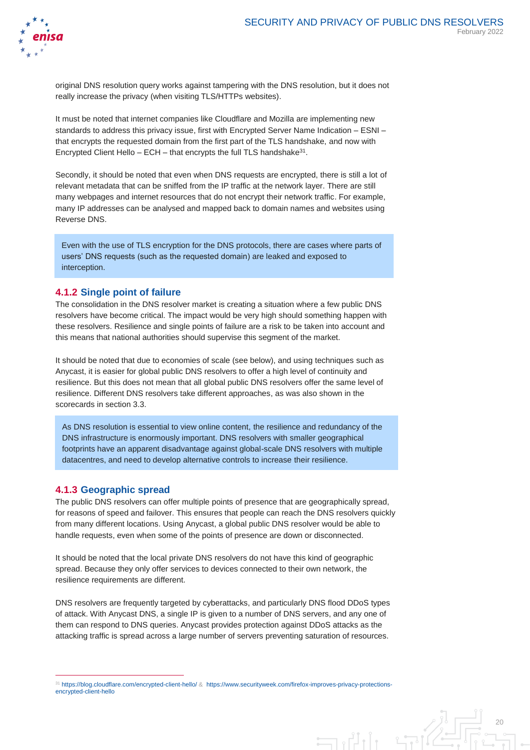original DNS resolution query works against tampering with the DNS resolution, but it does not really increase the privacy (when visiting TLS/HTTPs websites).

It must be noted that internet companies like Cloudflare and Mozilla are implementing new standards to address this privacy issue, first with Encrypted Server Name Indication – ESNI – that encrypts the requested domain from the first part of the TLS handshake, and now with Encrypted Client Hello – ECH – that encrypts the full TLS handshake[31].

Secondly, it should be noted that even when DNS requests are encrypted, there is still a lot of relevant metadata that can be sniffed from the IP traffic at the network layer. There are still many webpages and internet resources that do not encrypt their network traffic. For example, many IP addresses can be analysed and mapped back to domain names and websites using Reverse DNS.

> Even with the use of TLS encryption for the DNS protocols, there are cases where parts of users' DNS requests (such as the requested domain) are leaked and exposed to interception.

### 4.1.2 Single point of failure

The consolidation in the DNS resolver market is creating a situation where a few public DNS resolvers have become critical. The impact would be very high should something happen with these resolvers. Resilience and single points of failure are a risk to be taken into account and this means that national authorities should supervise this segment of the market.

It should be noted that due to economies of scale (see below), and using techniques such as Anycast, it is easier for global public DNS resolvers to offer a high level of continuity and resilience. But this does not mean that all global public DNS resolvers offer the same level of resilience. Different DNS resolvers take different approaches, as was also shown in the scorecards in section 3.3.

> As DNS resolution is essential to view online content, the resilience and redundancy of the DNS infrastructure is enormously important. DNS resolvers with smaller geographical footprints have an apparent disadvantage against global-scale DNS resolvers with multiple datacentres, and need to develop alternative controls to increase their resilience.

### 4.1.3 Geographic spread

The public DNS resolvers can offer multiple points of presence that are geographically spread, for reasons of speed and failover. This ensures that people can reach the DNS resolvers quickly from many different locations. Using Anycast, a global public DNS resolver would be able to handle requests, even when some of the points of presence are down or disconnected.

It should be noted that the local private DNS resolvers do not have this kind of geographic spread. Because they only offer services to devices connected to their own network, the resilience requirements are different.

DNS resolvers are frequently targeted by cyberattacks, and particularly DNS flood DDoS types of attack. With Anycast DNS, a single IP is given to a number of DNS servers, and any one of them can respond to DNS queries. Anycast provides protection against DDoS attacks as the attacking traffic is spread across a large number of servers preventing saturation of resources.

---

[31] https://blog.cloudflare.com/encrypted-client-hello/ & https://www.securityweek.com/firefox-improves-privacy-protections-encrypted-client-hello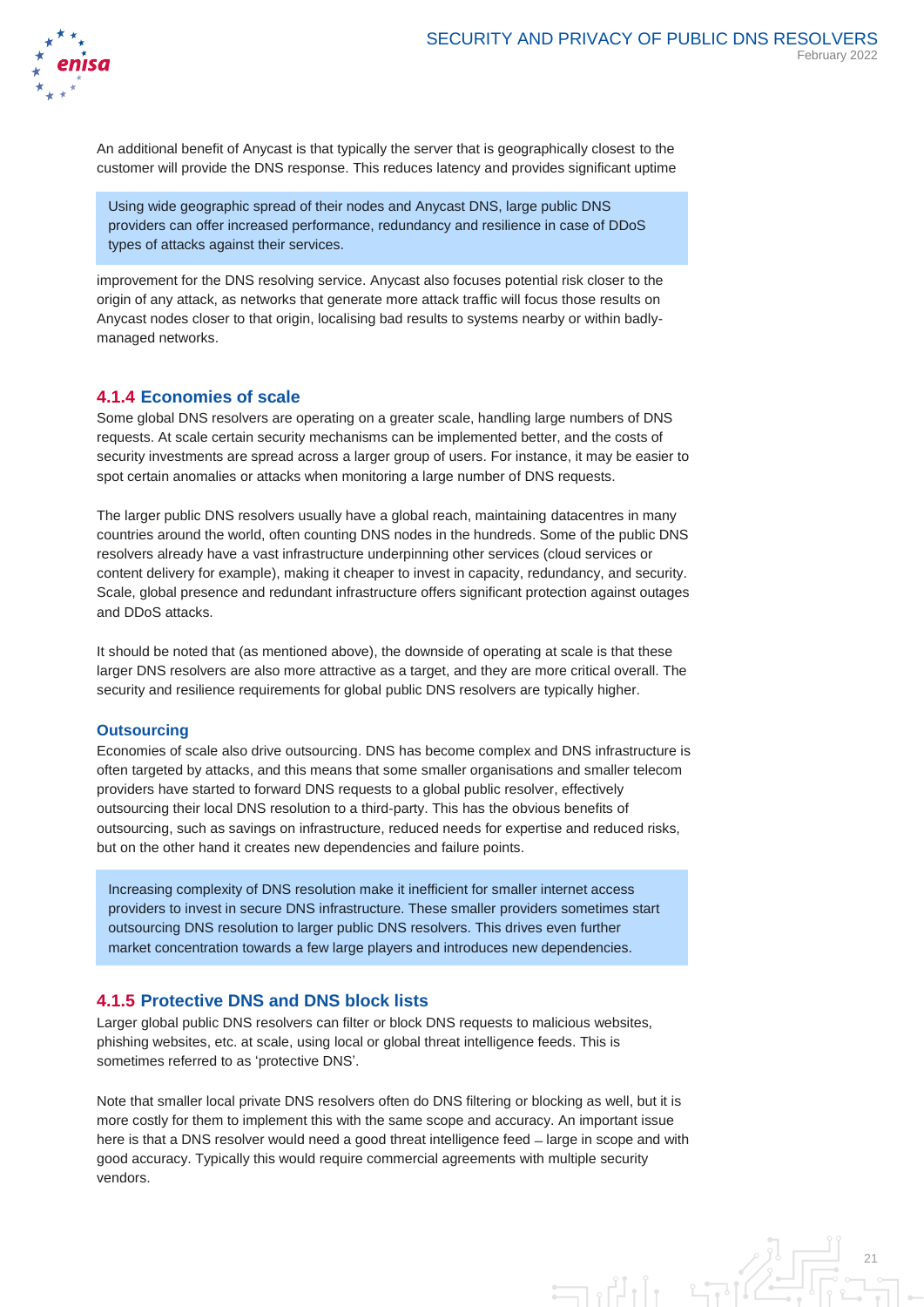An additional benefit of Anycast is that typically the server that is geographically closest to the customer will provide the DNS response. This reduces latency and provides significant uptime improvement for the DNS resolving service. Anycast also focuses potential risk closer to the origin of any attack, as networks that generate more attack traffic will focus those results on Anycast nodes closer to that origin, localising bad results to systems nearby or within badly-managed networks.

> Using wide geographic spread of their nodes and Anycast DNS, large public DNS providers can offer increased performance, redundancy and resilience in case of DDoS types of attacks against their services.

### 4.1.4 Economies of scale

Some global DNS resolvers are operating on a greater scale, handling large numbers of DNS requests. At scale certain security mechanisms can be implemented better, and the costs of security investments are spread across a larger group of users. For instance, it may be easier to spot certain anomalies or attacks when monitoring a large number of DNS requests.

The larger public DNS resolvers usually have a global reach, maintaining datacentres in many countries around the world, often counting DNS nodes in the hundreds. Some of the public DNS resolvers already have a vast infrastructure underpinning other services (cloud services or content delivery for example), making it cheaper to invest in capacity, redundancy, and security. Scale, global presence and redundant infrastructure offers significant protection against outages and DDoS attacks.

It should be noted that (as mentioned above), the downside of operating at scale is that these larger DNS resolvers are also more attractive as a target, and they are more critical overall. The security and resilience requirements for global public DNS resolvers are typically higher.

#### Outsourcing

Economies of scale also drive outsourcing. DNS has become complex and DNS infrastructure is often targeted by attacks, and this means that some smaller organisations and smaller telecom providers have started to forward DNS requests to a global public resolver, effectively outsourcing their local DNS resolution to a third-party. This has the obvious benefits of outsourcing, such as savings on infrastructure, reduced needs for expertise and reduced risks, but on the other hand it creates new dependencies and failure points.

> Increasing complexity of DNS resolution make it inefficient for smaller internet access providers to invest in secure DNS infrastructure. These smaller providers sometimes start outsourcing DNS resolution to larger public DNS resolvers. This drives even further market concentration towards a few large players and introduces new dependencies.

### 4.1.5 Protective DNS and DNS block lists

Larger global public DNS resolvers can filter or block DNS requests to malicious websites, phishing websites, etc. at scale, using local or global threat intelligence feeds. This is sometimes referred to as 'protective DNS'.

Note that smaller local private DNS resolvers often do DNS filtering or blocking as well, but it is more costly for them to implement this with the same scope and accuracy. An important issue here is that a DNS resolver would need a good threat intelligence feed – large in scope and with good accuracy. Typically this would require commercial agreements with multiple security vendors.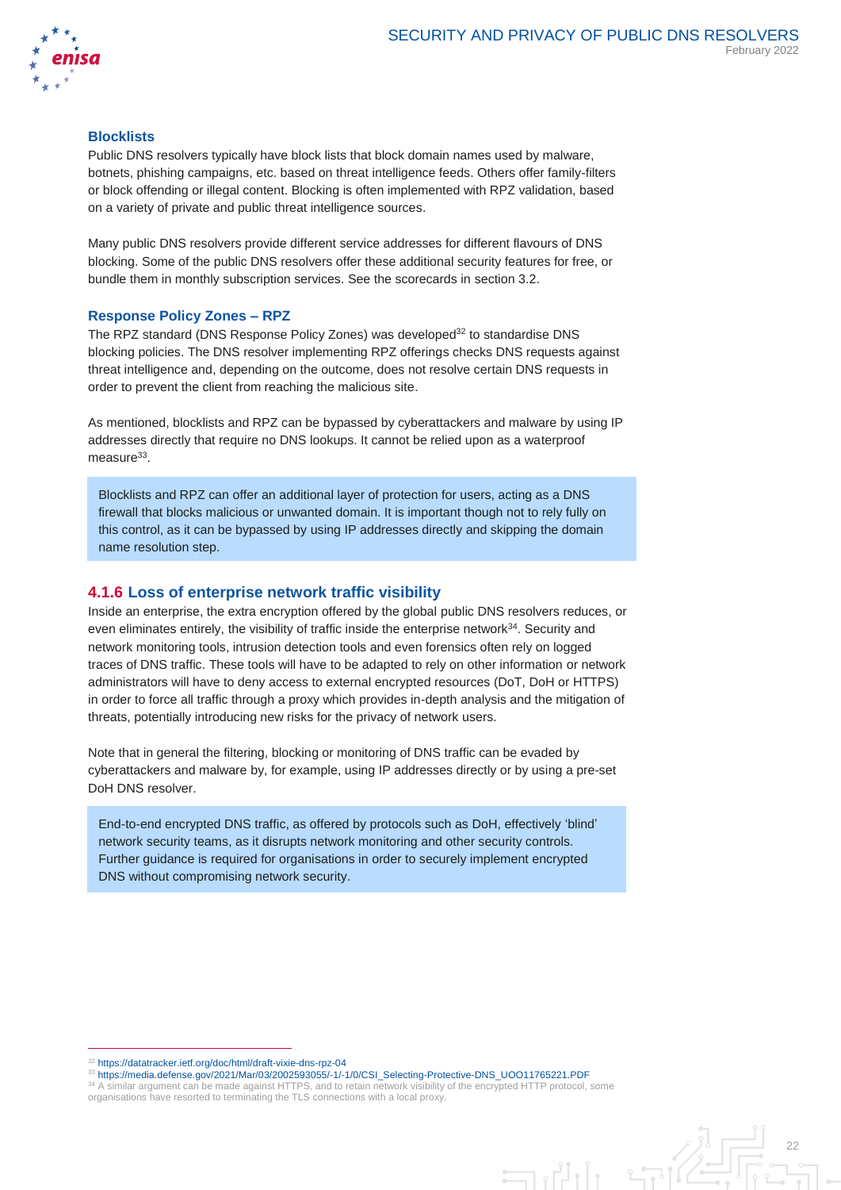### Blocklists

Public DNS resolvers typically have block lists that block domain names used by malware, botnets, phishing campaigns, etc. based on threat intelligence feeds. Others offer family-filters or block offending or illegal content. Blocking is often implemented with RPZ validation, based on a variety of private and public threat intelligence sources.

Many public DNS resolvers provide different service addresses for different flavours of DNS blocking. Some of the public DNS resolvers offer these additional security features for free, or bundle them in monthly subscription services. See the scorecards in section 3.2.

### Response Policy Zones – RPZ

The RPZ standard (DNS Response Policy Zones) was developed[32] to standardise DNS blocking policies. The DNS resolver implementing RPZ offerings checks DNS requests against threat intelligence and, depending on the outcome, does not resolve certain DNS requests in order to prevent the client from reaching the malicious site.

As mentioned, blocklists and RPZ can be bypassed by cyberattackers and malware by using IP addresses directly that require no DNS lookups. It cannot be relied upon as a waterproof measure[33].

> Blocklists and RPZ can offer an additional layer of protection for users, acting as a DNS firewall that blocks malicious or unwanted domain. It is important though not to rely fully on this control, as it can be bypassed by using IP addresses directly and skipping the domain name resolution step.

## 4.1.6 Loss of enterprise network traffic visibility

Inside an enterprise, the extra encryption offered by the global public DNS resolvers reduces, or even eliminates entirely, the visibility of traffic inside the enterprise network[34]. Security and network monitoring tools, intrusion detection tools and even forensics often rely on logged traces of DNS traffic. These tools will have to be adapted to rely on other information or network administrators will have to deny access to external encrypted resources (DoT, DoH or HTTPS) in order to force all traffic through a proxy which provides in-depth analysis and the mitigation of threats, potentially introducing new risks for the privacy of network users.

Note that in general the filtering, blocking or monitoring of DNS traffic can be evaded by cyberattackers and malware by, for example, using IP addresses directly or by using a pre-set DoH DNS resolver.

> End-to-end encrypted DNS traffic, as offered by protocols such as DoH, effectively 'blind' network security teams, as it disrupts network monitoring and other security controls. Further guidance is required for organisations in order to securely implement encrypted DNS without compromising network security.

---

[32] https://datatracker.ietf.org/doc/html/draft-vixie-dns-rpz-04

[33] https://media.defense.gov/2021/Mar/03/2002593055/-1/-1/0/CSI_Selecting-Protective-DNS_UOO11765221.PDF

[34] A similar argument can be made against HTTPS, and to retain network visibility of the encrypted HTTP protocol, some organisations have resorted to terminating the TLS connections with a local proxy.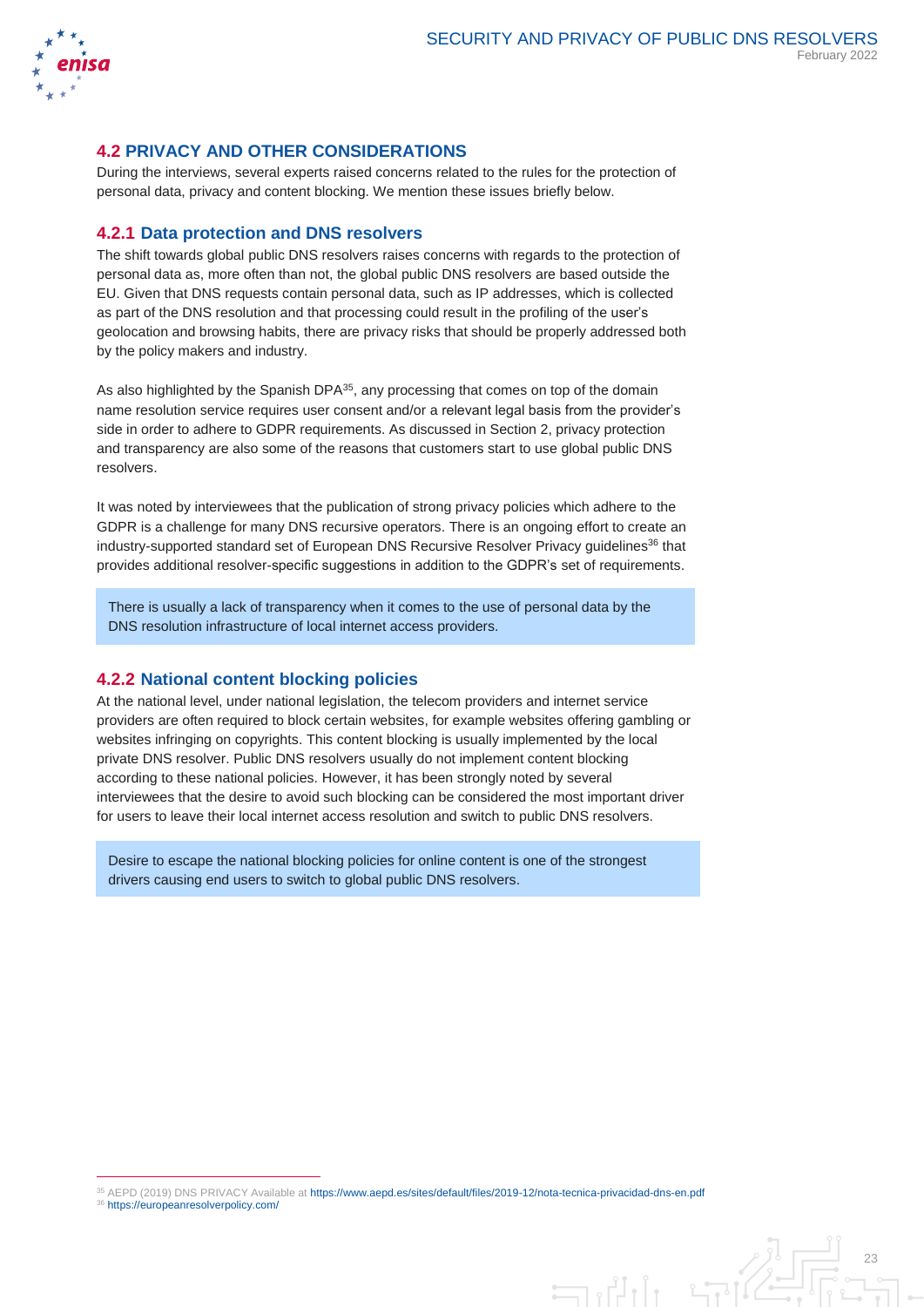## 4.2 PRIVACY AND OTHER CONSIDERATIONS

During the interviews, several experts raised concerns related to the rules for the protection of personal data, privacy and content blocking. We mention these issues briefly below.

### 4.2.1 Data protection and DNS resolvers

The shift towards global public DNS resolvers raises concerns with regards to the protection of personal data as, more often than not, the global public DNS resolvers are based outside the EU. Given that DNS requests contain personal data, such as IP addresses, which is collected as part of the DNS resolution and that processing could result in the profiling of the user's geolocation and browsing habits, there are privacy risks that should be properly addressed both by the policy makers and industry.

As also highlighted by the Spanish DPA[35], any processing that comes on top of the domain name resolution service requires user consent and/or a relevant legal basis from the provider's side in order to adhere to GDPR requirements. As discussed in Section 2, privacy protection and transparency are also some of the reasons that customers start to use global public DNS resolvers.

It was noted by interviewees that the publication of strong privacy policies which adhere to the GDPR is a challenge for many DNS recursive operators. There is an ongoing effort to create an industry-supported standard set of European DNS Recursive Resolver Privacy guidelines[36] that provides additional resolver-specific suggestions in addition to the GDPR's set of requirements.

> There is usually a lack of transparency when it comes to the use of personal data by the DNS resolution infrastructure of local internet access providers.

### 4.2.2 National content blocking policies

At the national level, under national legislation, the telecom providers and internet service providers are often required to block certain websites, for example websites offering gambling or websites infringing on copyrights. This content blocking is usually implemented by the local private DNS resolver. Public DNS resolvers usually do not implement content blocking according to these national policies. However, it has been strongly noted by several interviewees that the desire to avoid such blocking can be considered the most important driver for users to leave their local internet access resolution and switch to public DNS resolvers.

> Desire to escape the national blocking policies for online content is one of the strongest drivers causing end users to switch to global public DNS resolvers.

---

[35] AEPD (2019) DNS PRIVACY Available at https://www.aepd.es/sites/default/files/2019-12/nota-tecnica-privacidad-dns-en.pdf

[36] https://europeanresolverpolicy.com/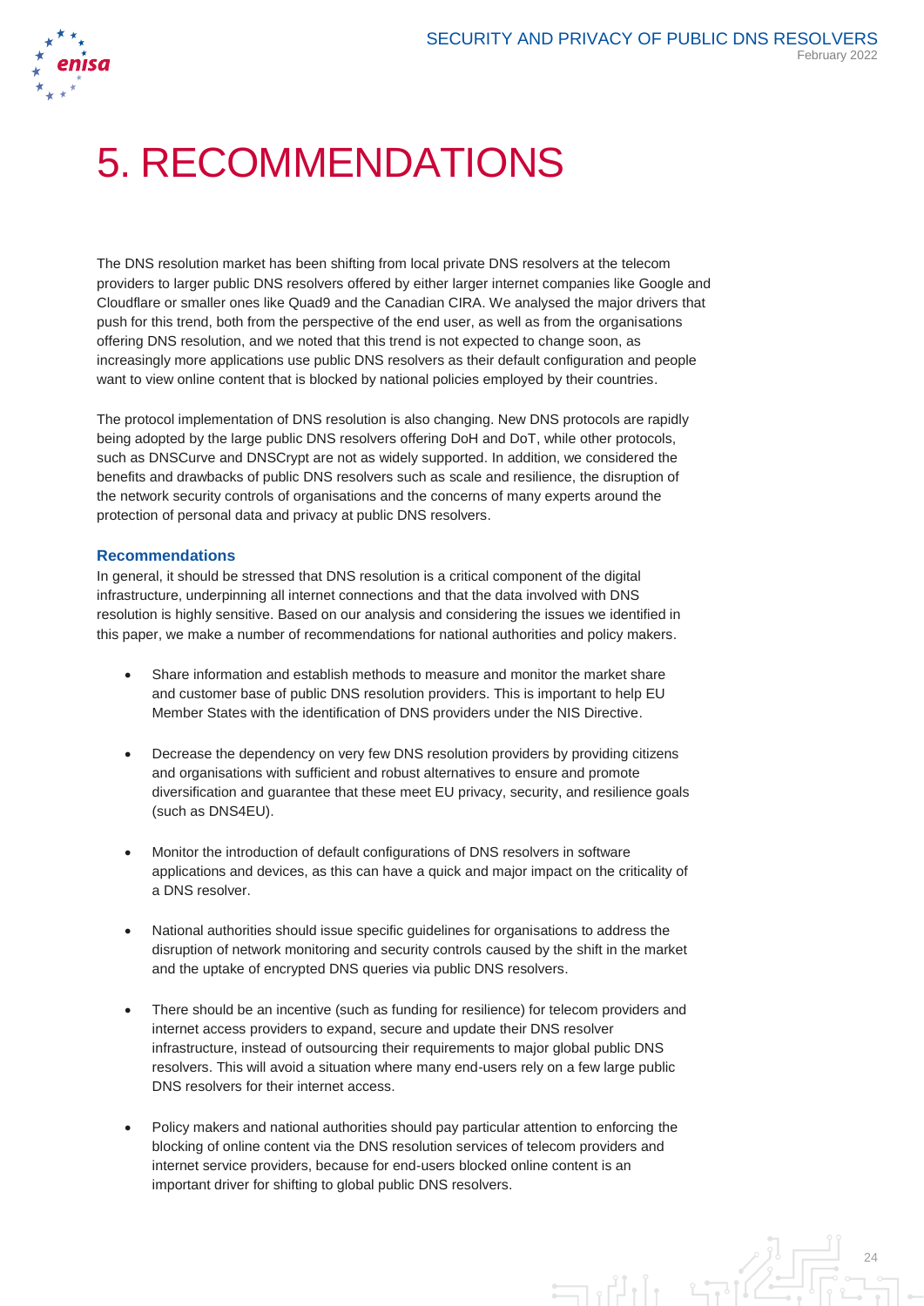# 5. RECOMMENDATIONS

The DNS resolution market has been shifting from local private DNS resolvers at the telecom providers to larger public DNS resolvers offered by either larger internet companies like Google and Cloudflare or smaller ones like Quad9 and the Canadian CIRA. We analysed the major drivers that push for this trend, both from the perspective of the end user, as well as from the organisations offering DNS resolution, and we noted that this trend is not expected to change soon, as increasingly more applications use public DNS resolvers as their default configuration and people want to view online content that is blocked by national policies employed by their countries.

The protocol implementation of DNS resolution is also changing. New DNS protocols are rapidly being adopted by the large public DNS resolvers offering DoH and DoT, while other protocols, such as DNSCurve and DNSCrypt are not as widely supported. In addition, we considered the benefits and drawbacks of public DNS resolvers such as scale and resilience, the disruption of the network security controls of organisations and the concerns of many experts around the protection of personal data and privacy at public DNS resolvers.

### Recommendations

In general, it should be stressed that DNS resolution is a critical component of the digital infrastructure, underpinning all internet connections and that the data involved with DNS resolution is highly sensitive. Based on our analysis and considering the issues we identified in this paper, we make a number of recommendations for national authorities and policy makers.

- Share information and establish methods to measure and monitor the market share and customer base of public DNS resolution providers. This is important to help EU Member States with the identification of DNS providers under the NIS Directive.
- Decrease the dependency on very few DNS resolution providers by providing citizens and organisations with sufficient and robust alternatives to ensure and promote diversification and guarantee that these meet EU privacy, security, and resilience goals (such as DNS4EU).
- Monitor the introduction of default configurations of DNS resolvers in software applications and devices, as this can have a quick and major impact on the criticality of a DNS resolver.
- National authorities should issue specific guidelines for organisations to address the disruption of network monitoring and security controls caused by the shift in the market and the uptake of encrypted DNS queries via public DNS resolvers.
- There should be an incentive (such as funding for resilience) for telecom providers and internet access providers to expand, secure and update their DNS resolver infrastructure, instead of outsourcing their requirements to major global public DNS resolvers. This will avoid a situation where many end-users rely on a few large public DNS resolvers for their internet access.
- Policy makers and national authorities should pay particular attention to enforcing the blocking of online content via the DNS resolution services of telecom providers and internet service providers, because for end-users blocked online content is an important driver for shifting to global public DNS resolvers.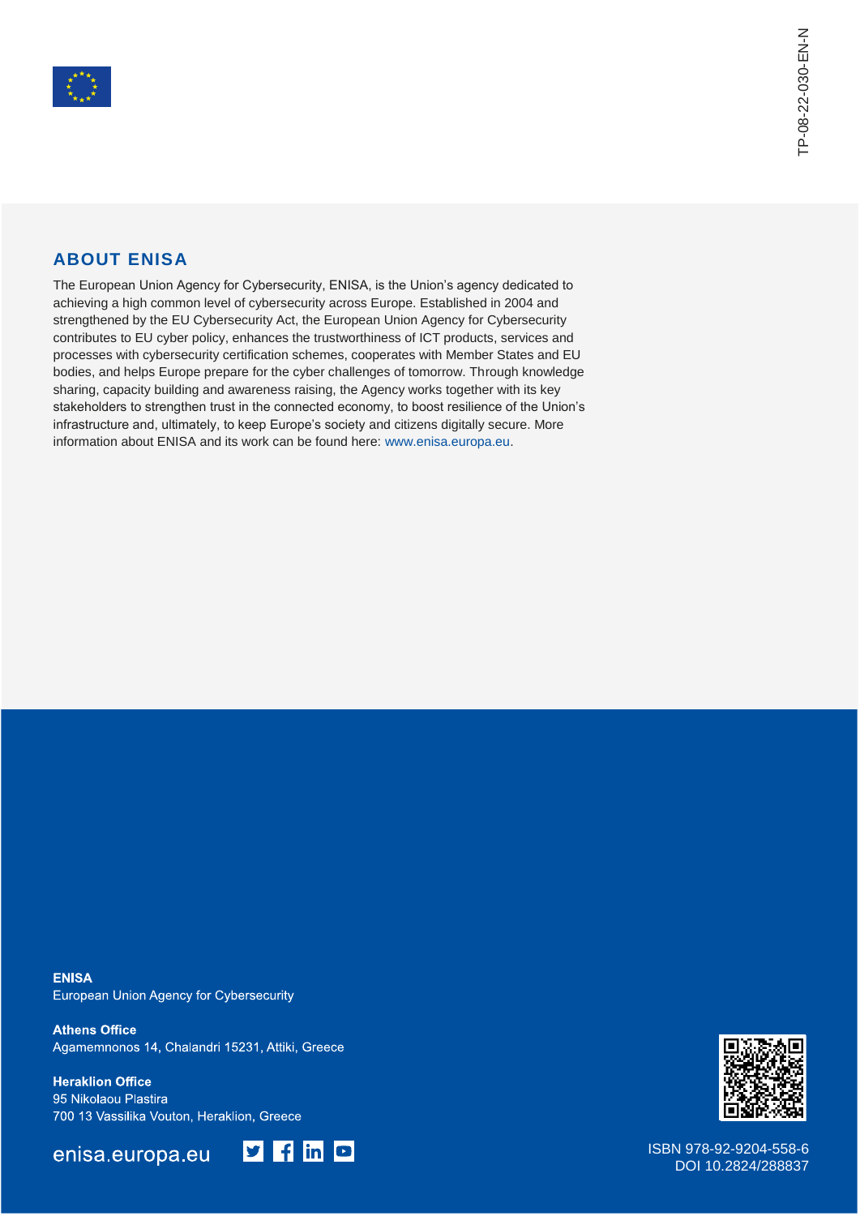TP-08-22-030-EN-N

## ABOUT ENISA

The European Union Agency for Cybersecurity, ENISA, is the Union's agency dedicated to achieving a high common level of cybersecurity across Europe. Established in 2004 and strengthened by the EU Cybersecurity Act, the European Union Agency for Cybersecurity contributes to EU cyber policy, enhances the trustworthiness of ICT products, services and processes with cybersecurity certification schemes, cooperates with Member States and EU bodies, and helps Europe prepare for the cyber challenges of tomorrow. Through knowledge sharing, capacity building and awareness raising, the Agency works together with its key stakeholders to strengthen trust in the connected economy, to boost resilience of the Union's infrastructure and, ultimately, to keep Europe's society and citizens digitally secure. More information about ENISA and its work can be found here: www.enisa.europa.eu.

**ENISA**
European Union Agency for Cybersecurity

**Athens Office**
Agamemnonos 14, Chalandri 15231, Attiki, Greece

**Heraklion Office**
95 Nikolaou Plastira
700 13 Vassilika Vouton, Heraklion, Greece

enisa.europa.eu

ISBN 978-92-9204-558-6
DOI 10.2824/288837